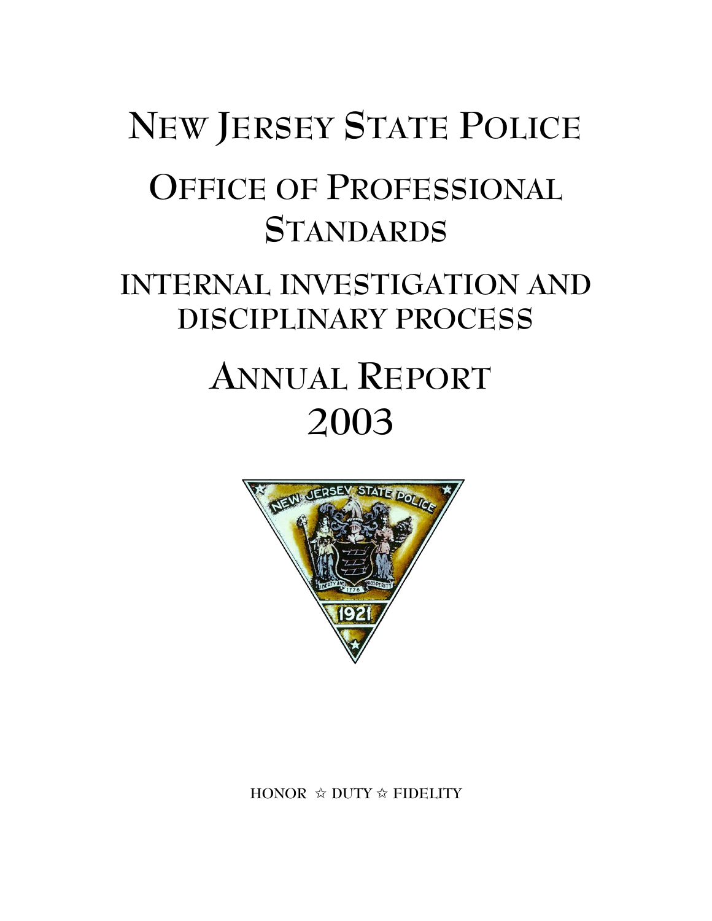# NEW JERSEY STATE POLICE

## OFFICE OF PROFESSIONAL STANDARDS

## INTERNAL INVESTIGATION AND DISCIPLINARY PROCESS

# ANNUAL REPORT 2003

HONOR ☆ DUTY ☆ FIDELITY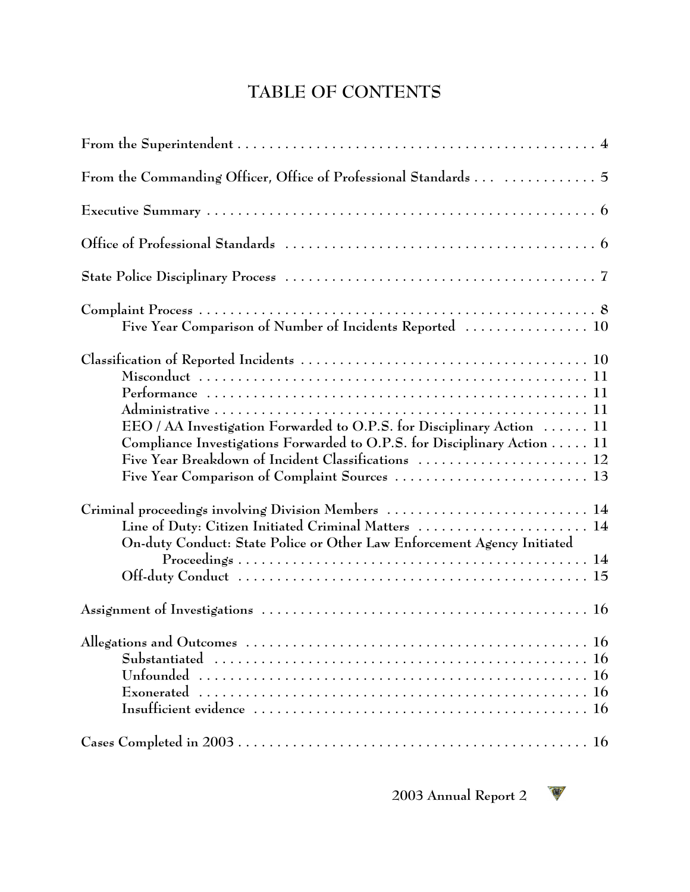# TABLE OF CONTENTS

From the Superintendent . . . . . . . . . . . . . . . . . . . . . . . . . . . . . . . . . . . . . . . . . . . . . 4

From the Commanding Officer, Office of Professional Standards . . . . . . . . . . . . . . . . 5

Executive Summary . . . . . . . . . . . . . . . . . . . . . . . . . . . . . . . . . . . . . . . . . . . . . . . . . 6

Office of Professional Standards . . . . . . . . . . . . . . . . . . . . . . . . . . . . . . . . . . . . . . . 6

State Police Disciplinary Process . . . . . . . . . . . . . . . . . . . . . . . . . . . . . . . . . . . . . . . 7

Complaint Process . . . . . . . . . . . . . . . . . . . . . . . . . . . . . . . . . . . . . . . . . . . . . . . . . . . 8
- Five Year Comparison of Number of Incidents Reported . . . . . . . . . . . . . . . . 10

Classification of Reported Incidents . . . . . . . . . . . . . . . . . . . . . . . . . . . . . . . . . . . . 10
- Misconduct . . . . . . . . . . . . . . . . . . . . . . . . . . . . . . . . . . . . . . . . . . . . . . . . . 11
- Performance . . . . . . . . . . . . . . . . . . . . . . . . . . . . . . . . . . . . . . . . . . . . . . . . 11
- Administrative . . . . . . . . . . . . . . . . . . . . . . . . . . . . . . . . . . . . . . . . . . . . . . . 11
- EEO / AA Investigation Forwarded to O.P.S. for Disciplinary Action . . . . . . 11
- Compliance Investigations Forwarded to O.P.S. for Disciplinary Action . . . . . 11
- Five Year Breakdown of Incident Classifications . . . . . . . . . . . . . . . . . . . . . . 12
- Five Year Comparison of Complaint Sources . . . . . . . . . . . . . . . . . . . . . . . . . 13

Criminal proceedings involving Division Members . . . . . . . . . . . . . . . . . . . . . . . . . 14
- Line of Duty: Citizen Initiated Criminal Matters . . . . . . . . . . . . . . . . . . . . . . 14
- On-duty Conduct: State Police or Other Law Enforcement Agency Initiated Proceedings . . . . . . . . . . . . . . . . . . . . . . . . . . . . . . . . . . . . . . . . . . . . . . . 14
- Off-duty Conduct . . . . . . . . . . . . . . . . . . . . . . . . . . . . . . . . . . . . . . . . . . . . . 15

Assignment of Investigations . . . . . . . . . . . . . . . . . . . . . . . . . . . . . . . . . . . . . . . . . . 16

Allegations and Outcomes . . . . . . . . . . . . . . . . . . . . . . . . . . . . . . . . . . . . . . . . . . . . 16
- Substantiated . . . . . . . . . . . . . . . . . . . . . . . . . . . . . . . . . . . . . . . . . . . . . . . . 16
- Unfounded . . . . . . . . . . . . . . . . . . . . . . . . . . . . . . . . . . . . . . . . . . . . . . . . . . 16
- Exonerated . . . . . . . . . . . . . . . . . . . . . . . . . . . . . . . . . . . . . . . . . . . . . . . . . . 16
- Insufficient evidence . . . . . . . . . . . . . . . . . . . . . . . . . . . . . . . . . . . . . . . . . . . 16

Cases Completed in 2003 . . . . . . . . . . . . . . . . . . . . . . . . . . . . . . . . . . . . . . . . . . . . . 16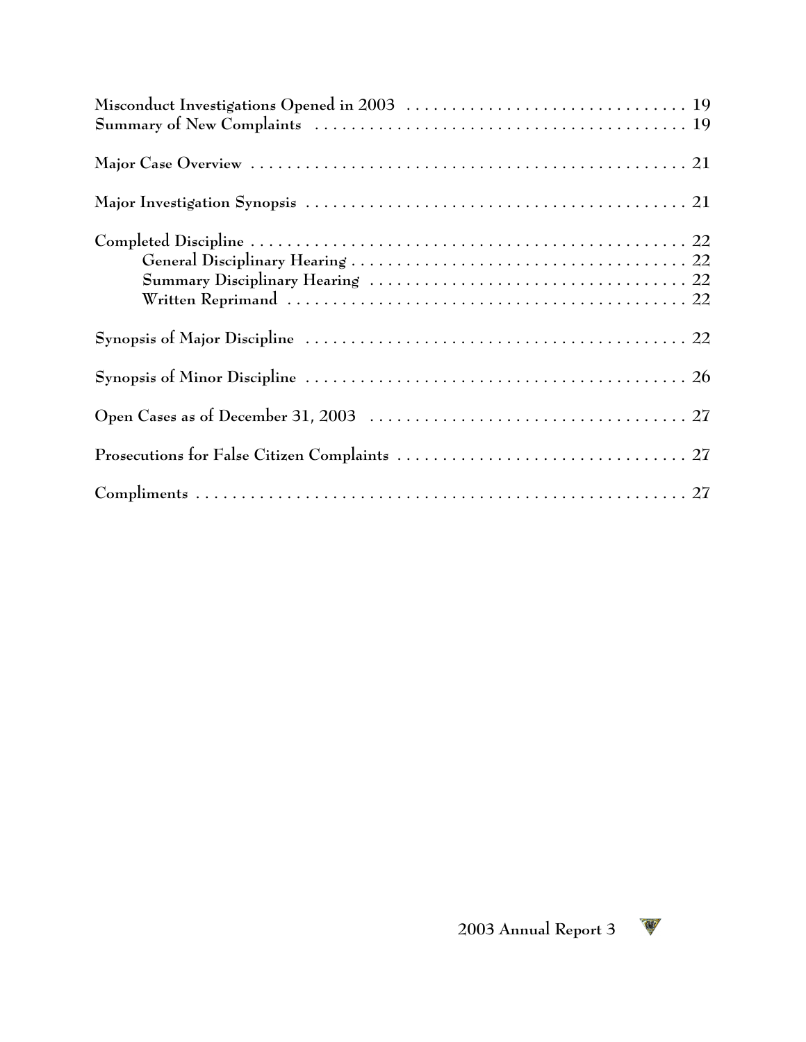Misconduct Investigations Opened in 2003 . . . . . . . . . . . . . . . . . . . . . . . . . . . . . . . 19
Summary of New Complaints . . . . . . . . . . . . . . . . . . . . . . . . . . . . . . . . . . . . . . . . 19

Major Case Overview . . . . . . . . . . . . . . . . . . . . . . . . . . . . . . . . . . . . . . . . . . . . . . 21

Major Investigation Synopsis . . . . . . . . . . . . . . . . . . . . . . . . . . . . . . . . . . . . . . . . 21

Completed Discipline . . . . . . . . . . . . . . . . . . . . . . . . . . . . . . . . . . . . . . . . . . . . . . 22
- General Disciplinary Hearing . . . . . . . . . . . . . . . . . . . . . . . . . . . . . . . . . . . . 22
- Summary Disciplinary Hearing . . . . . . . . . . . . . . . . . . . . . . . . . . . . . . . . . . . 22
- Written Reprimand . . . . . . . . . . . . . . . . . . . . . . . . . . . . . . . . . . . . . . . . . . . 22

Synopsis of Major Discipline . . . . . . . . . . . . . . . . . . . . . . . . . . . . . . . . . . . . . . . . 22

Synopsis of Minor Discipline . . . . . . . . . . . . . . . . . . . . . . . . . . . . . . . . . . . . . . . . 26

Open Cases as of December 31, 2003 . . . . . . . . . . . . . . . . . . . . . . . . . . . . . . . . . . 27

Prosecutions for False Citizen Complaints . . . . . . . . . . . . . . . . . . . . . . . . . . . . . . . 27

Compliments . . . . . . . . . . . . . . . . . . . . . . . . . . . . . . . . . . . . . . . . . . . . . . . . . . . 27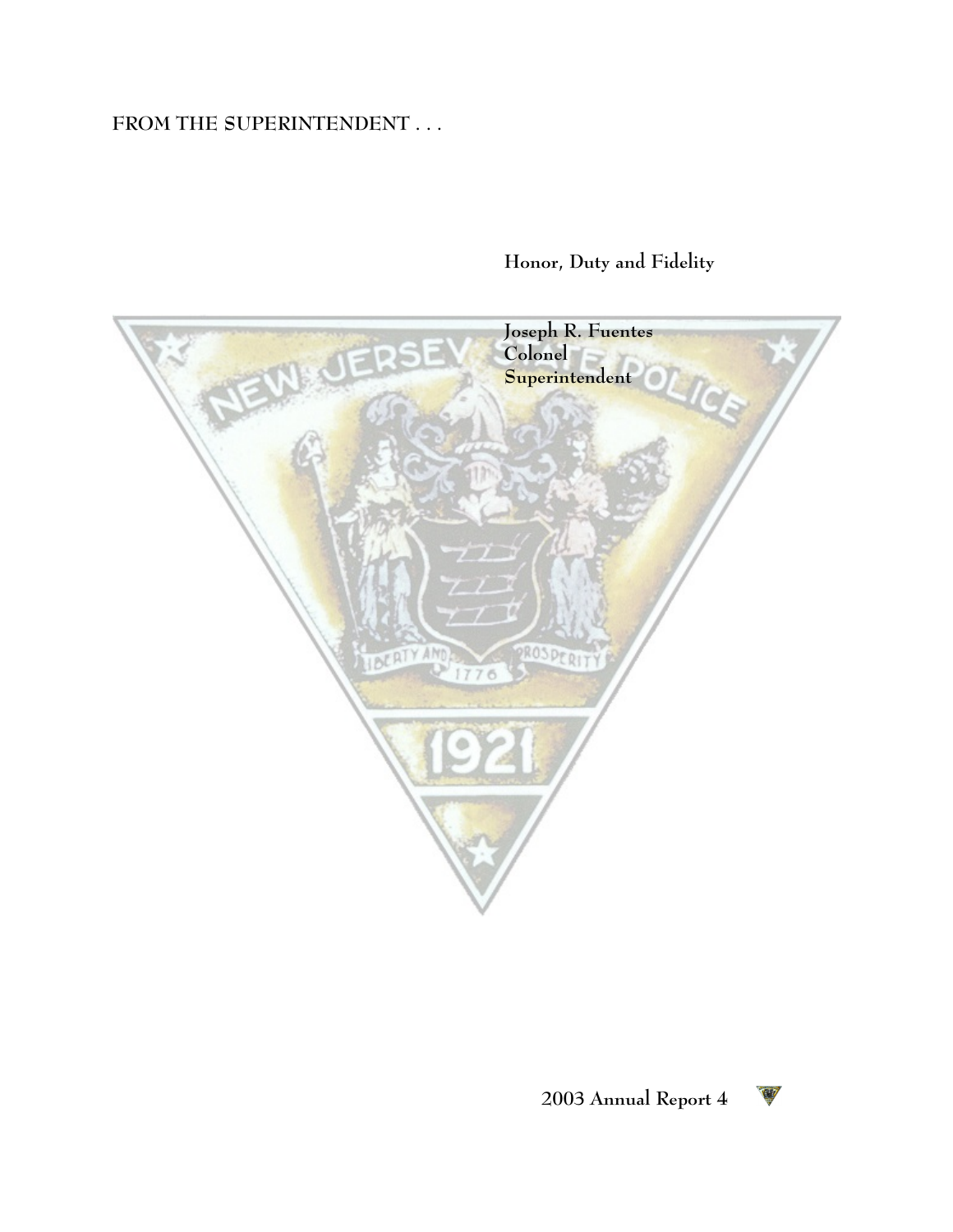FROM THE SUPERINTENDENT . . .

Honor, Duty and Fidelity

Joseph R. Fuentes
Colonel
Superintendent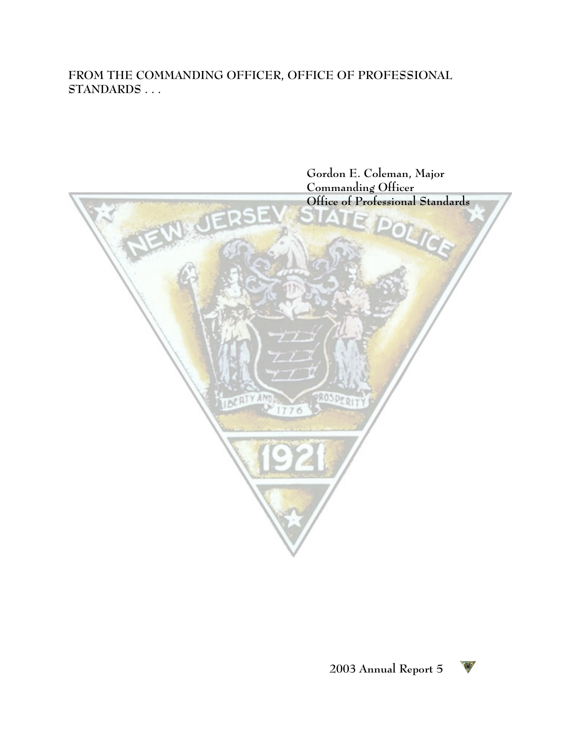FROM THE COMMANDING OFFICER, OFFICE OF PROFESSIONAL STANDARDS . . .

Gordon E. Coleman, Major
Commanding Officer
Office of Professional Standards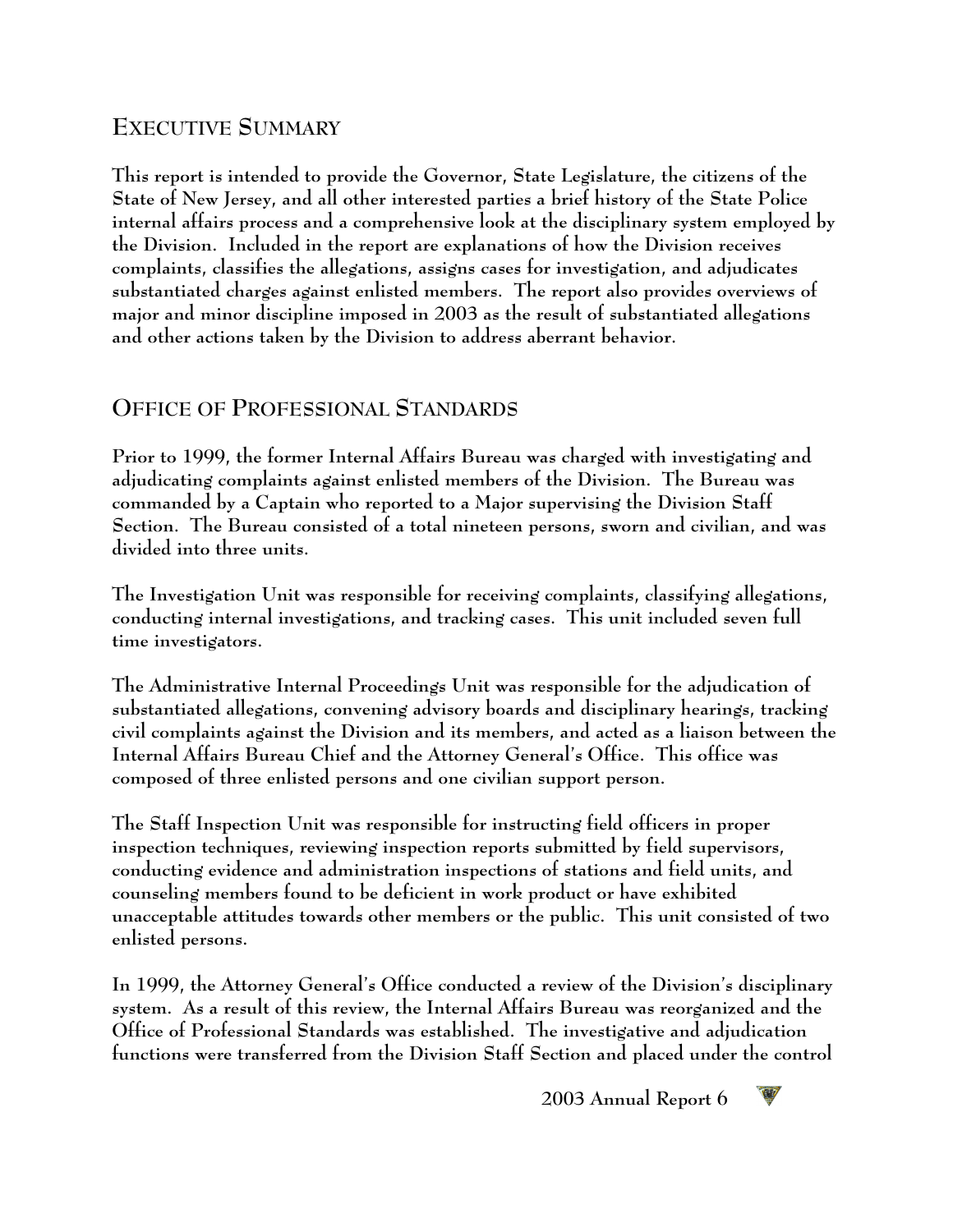## Executive Summary

This report is intended to provide the Governor, State Legislature, the citizens of the State of New Jersey, and all other interested parties a brief history of the State Police internal affairs process and a comprehensive look at the disciplinary system employed by the Division. Included in the report are explanations of how the Division receives complaints, classifies the allegations, assigns cases for investigation, and adjudicates substantiated charges against enlisted members. The report also provides overviews of major and minor discipline imposed in 2003 as the result of substantiated allegations and other actions taken by the Division to address aberrant behavior.

## Office of Professional Standards

Prior to 1999, the former Internal Affairs Bureau was charged with investigating and adjudicating complaints against enlisted members of the Division. The Bureau was commanded by a Captain who reported to a Major supervising the Division Staff Section. The Bureau consisted of a total nineteen persons, sworn and civilian, and was divided into three units.

The Investigation Unit was responsible for receiving complaints, classifying allegations, conducting internal investigations, and tracking cases. This unit included seven full time investigators.

The Administrative Internal Proceedings Unit was responsible for the adjudication of substantiated allegations, convening advisory boards and disciplinary hearings, tracking civil complaints against the Division and its members, and acted as a liaison between the Internal Affairs Bureau Chief and the Attorney General's Office. This office was composed of three enlisted persons and one civilian support person.

The Staff Inspection Unit was responsible for instructing field officers in proper inspection techniques, reviewing inspection reports submitted by field supervisors, conducting evidence and administration inspections of stations and field units, and counseling members found to be deficient in work product or have exhibited unacceptable attitudes towards other members or the public. This unit consisted of two enlisted persons.

In 1999, the Attorney General's Office conducted a review of the Division's disciplinary system. As a result of this review, the Internal Affairs Bureau was reorganized and the Office of Professional Standards was established. The investigative and adjudication functions were transferred from the Division Staff Section and placed under the control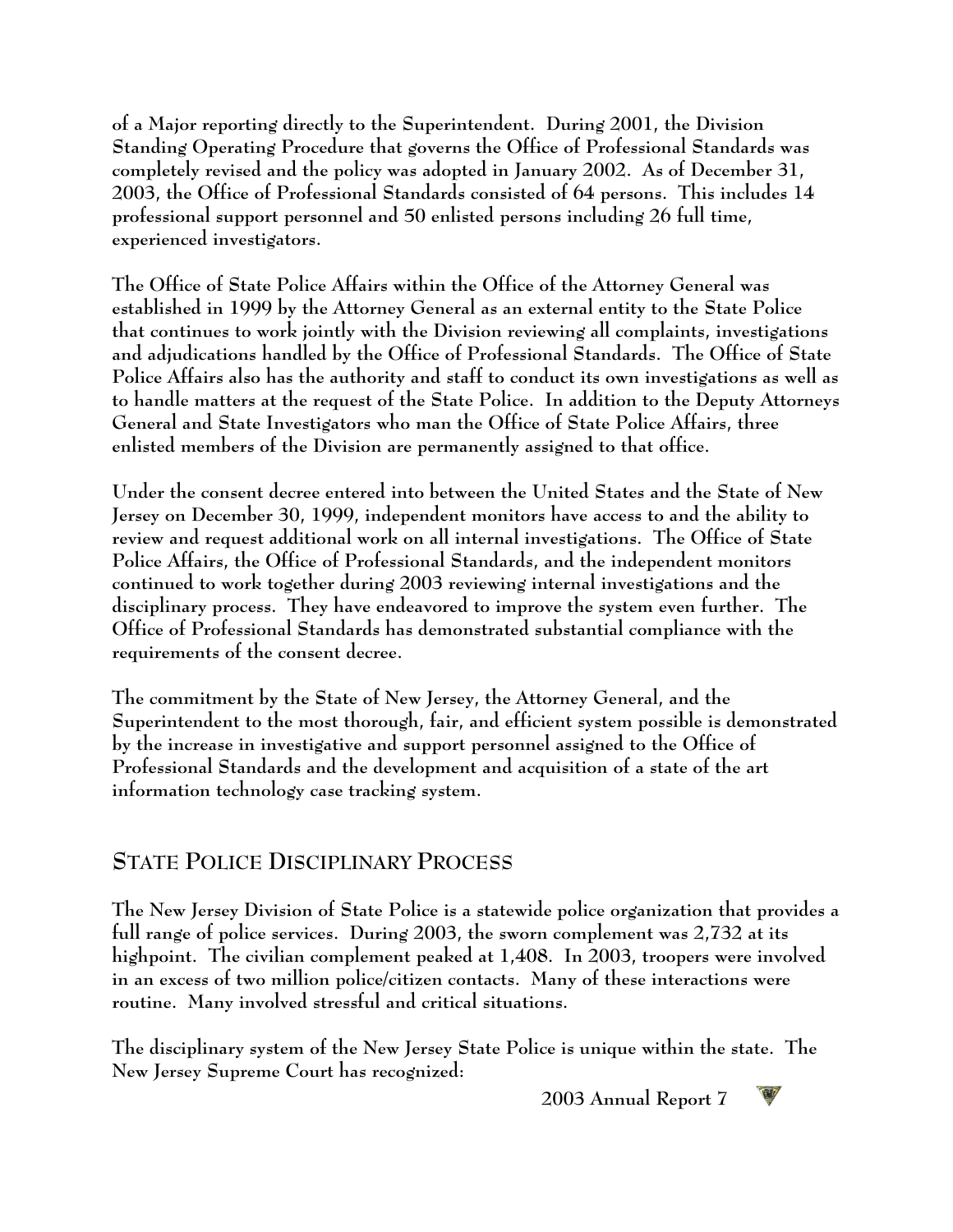of a Major reporting directly to the Superintendent. During 2001, the Division Standing Operating Procedure that governs the Office of Professional Standards was completely revised and the policy was adopted in January 2002. As of December 31, 2003, the Office of Professional Standards consisted of 64 persons. This includes 14 professional support personnel and 50 enlisted persons including 26 full time, experienced investigators.

The Office of State Police Affairs within the Office of the Attorney General was established in 1999 by the Attorney General as an external entity to the State Police that continues to work jointly with the Division reviewing all complaints, investigations and adjudications handled by the Office of Professional Standards. The Office of State Police Affairs also has the authority and staff to conduct its own investigations as well as to handle matters at the request of the State Police. In addition to the Deputy Attorneys General and State Investigators who man the Office of State Police Affairs, three enlisted members of the Division are permanently assigned to that office.

Under the consent decree entered into between the United States and the State of New Jersey on December 30, 1999, independent monitors have access to and the ability to review and request additional work on all internal investigations. The Office of State Police Affairs, the Office of Professional Standards, and the independent monitors continued to work together during 2003 reviewing internal investigations and the disciplinary process. They have endeavored to improve the system even further. The Office of Professional Standards has demonstrated substantial compliance with the requirements of the consent decree.

The commitment by the State of New Jersey, the Attorney General, and the Superintendent to the most thorough, fair, and efficient system possible is demonstrated by the increase in investigative and support personnel assigned to the Office of Professional Standards and the development and acquisition of a state of the art information technology case tracking system.

## STATE POLICE DISCIPLINARY PROCESS

The New Jersey Division of State Police is a statewide police organization that provides a full range of police services. During 2003, the sworn complement was 2,732 at its highpoint. The civilian complement peaked at 1,408. In 2003, troopers were involved in an excess of two million police/citizen contacts. Many of these interactions were routine. Many involved stressful and critical situations.

The disciplinary system of the New Jersey State Police is unique within the state. The New Jersey Supreme Court has recognized: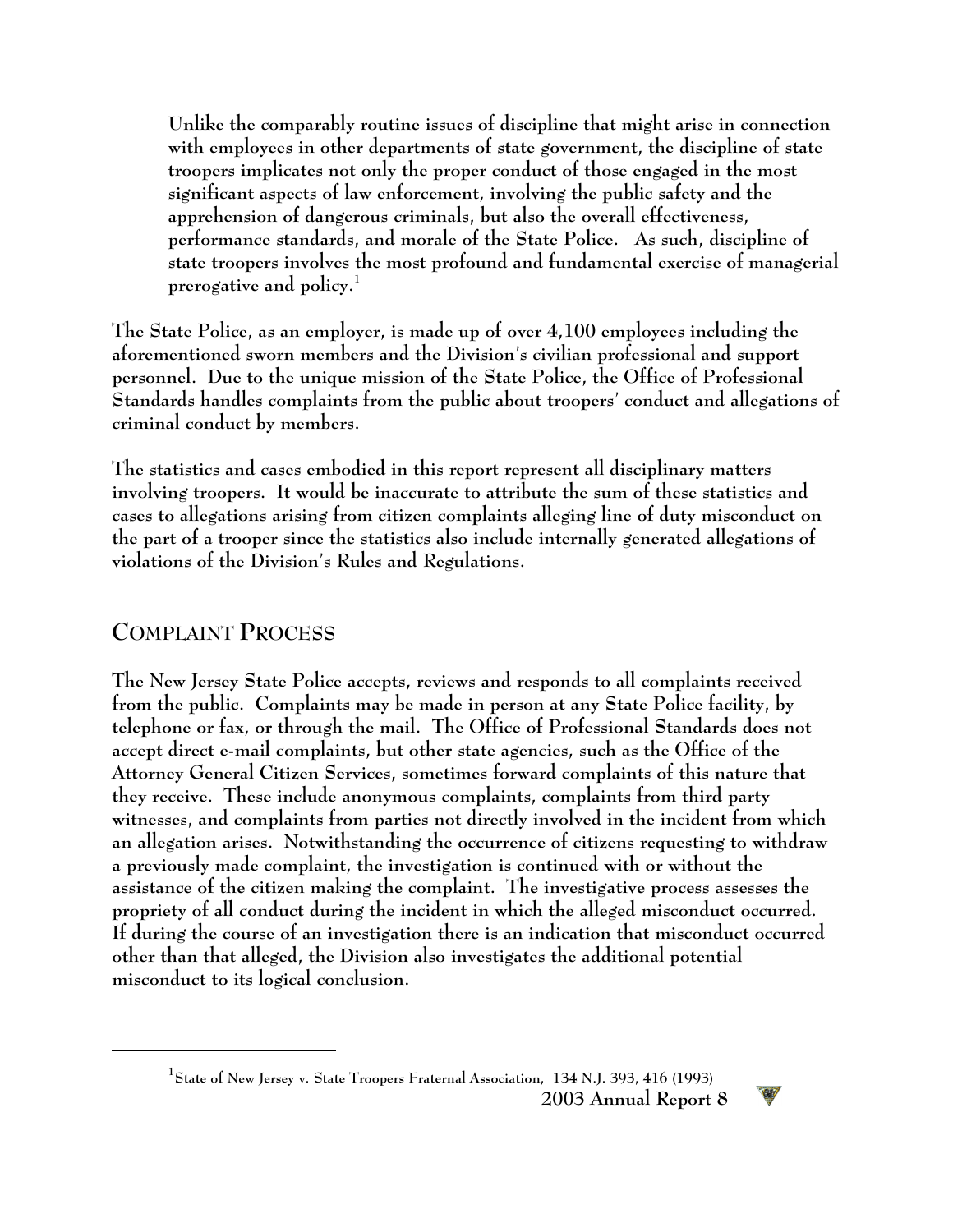> Unlike the comparably routine issues of discipline that might arise in connection with employees in other departments of state government, the discipline of state troopers implicates not only the proper conduct of those engaged in the most significant aspects of law enforcement, involving the public safety and the apprehension of dangerous criminals, but also the overall effectiveness, performance standards, and morale of the State Police. As such, discipline of state troopers involves the most profound and fundamental exercise of managerial prerogative and policy.[1]

The State Police, as an employer, is made up of over 4,100 employees including the aforementioned sworn members and the Division's civilian professional and support personnel. Due to the unique mission of the State Police, the Office of Professional Standards handles complaints from the public about troopers' conduct and allegations of criminal conduct by members.

The statistics and cases embodied in this report represent all disciplinary matters involving troopers. It would be inaccurate to attribute the sum of these statistics and cases to allegations arising from citizen complaints alleging line of duty misconduct on the part of a trooper since the statistics also include internally generated allegations of violations of the Division's Rules and Regulations.

## COMPLAINT PROCESS

The New Jersey State Police accepts, reviews and responds to all complaints received from the public. Complaints may be made in person at any State Police facility, by telephone or fax, or through the mail. The Office of Professional Standards does not accept direct e-mail complaints, but other state agencies, such as the Office of the Attorney General Citizen Services, sometimes forward complaints of this nature that they receive. These include anonymous complaints, complaints from third party witnesses, and complaints from parties not directly involved in the incident from which an allegation arises. Notwithstanding the occurrence of citizens requesting to withdraw a previously made complaint, the investigation is continued with or without the assistance of the citizen making the complaint. The investigative process assesses the propriety of all conduct during the incident in which the alleged misconduct occurred. If during the course of an investigation there is an indication that misconduct occurred other than that alleged, the Division also investigates the additional potential misconduct to its logical conclusion.

---

[1] State of New Jersey v. State Troopers Fraternal Association, 134 N.J. 393, 416 (1993)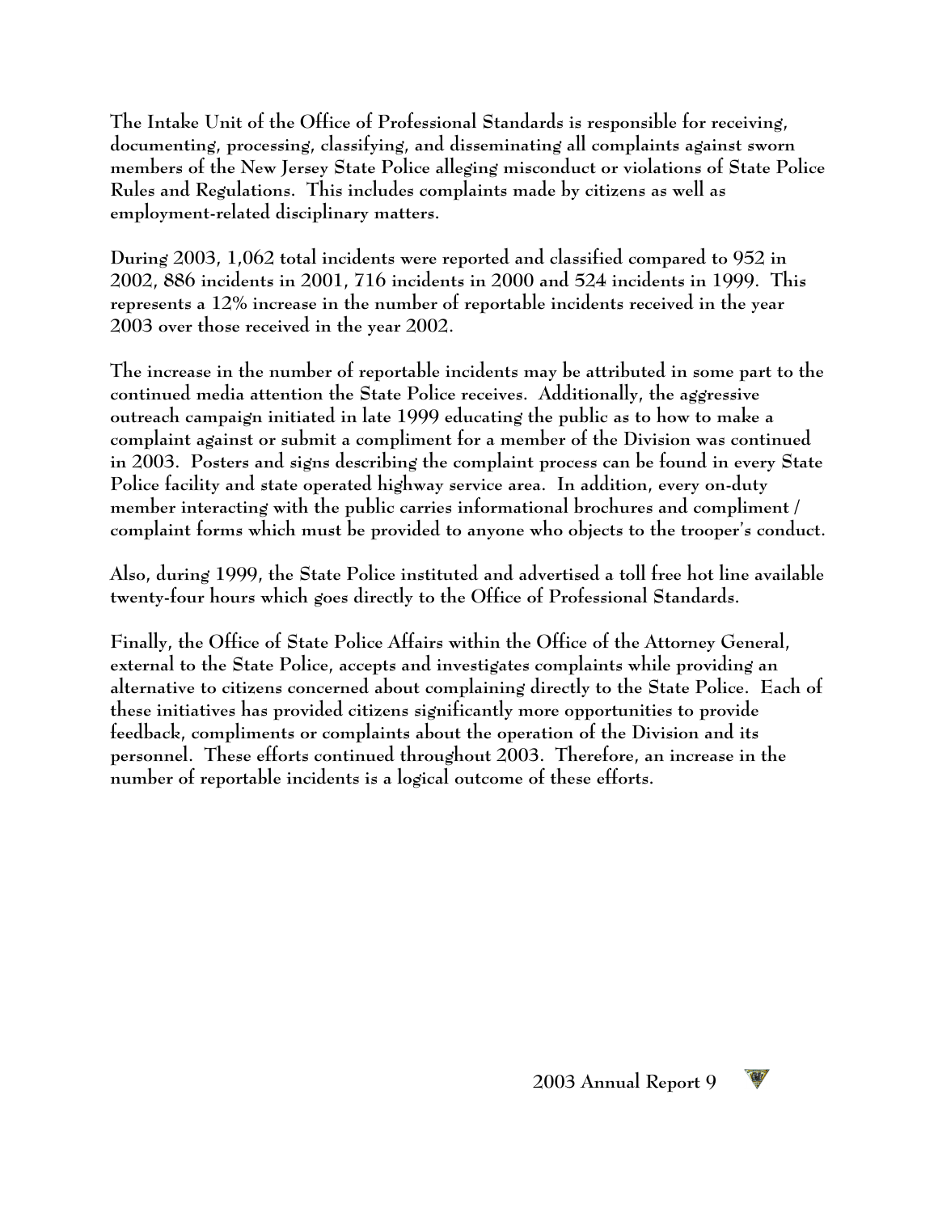The Intake Unit of the Office of Professional Standards is responsible for receiving, documenting, processing, classifying, and disseminating all complaints against sworn members of the New Jersey State Police alleging misconduct or violations of State Police Rules and Regulations. This includes complaints made by citizens as well as employment-related disciplinary matters.

During 2003, 1,062 total incidents were reported and classified compared to 952 in 2002, 886 incidents in 2001, 716 incidents in 2000 and 524 incidents in 1999. This represents a 12% increase in the number of reportable incidents received in the year 2003 over those received in the year 2002.

The increase in the number of reportable incidents may be attributed in some part to the continued media attention the State Police receives. Additionally, the aggressive outreach campaign initiated in late 1999 educating the public as to how to make a complaint against or submit a compliment for a member of the Division was continued in 2003. Posters and signs describing the complaint process can be found in every State Police facility and state operated highway service area. In addition, every on-duty member interacting with the public carries informational brochures and compliment / complaint forms which must be provided to anyone who objects to the trooper's conduct.

Also, during 1999, the State Police instituted and advertised a toll free hot line available twenty-four hours which goes directly to the Office of Professional Standards.

Finally, the Office of State Police Affairs within the Office of the Attorney General, external to the State Police, accepts and investigates complaints while providing an alternative to citizens concerned about complaining directly to the State Police. Each of these initiatives has provided citizens significantly more opportunities to provide feedback, compliments or complaints about the operation of the Division and its personnel. These efforts continued throughout 2003. Therefore, an increase in the number of reportable incidents is a logical outcome of these efforts.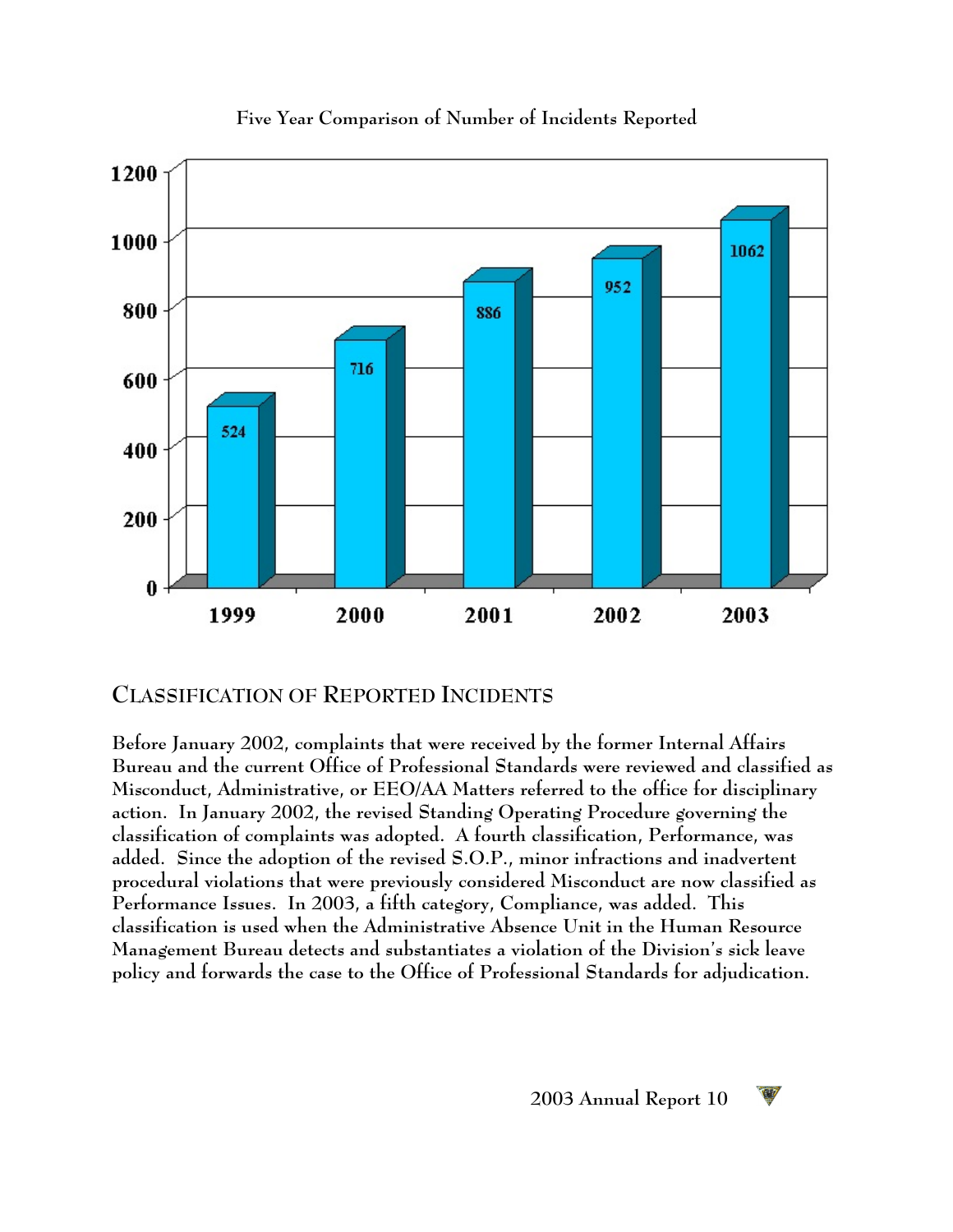Five Year Comparison of Number of Incidents Reported

| Year | Incidents |
| --- | --- |
| 1999 | 524 |
| 2000 | 716 |
| 2001 | 886 |
| 2002 | 952 |
| 2003 | 1062 |

## CLASSIFICATION OF REPORTED INCIDENTS

Before January 2002, complaints that were received by the former Internal Affairs Bureau and the current Office of Professional Standards were reviewed and classified as Misconduct, Administrative, or EEO/AA Matters referred to the office for disciplinary action. In January 2002, the revised Standing Operating Procedure governing the classification of complaints was adopted. A fourth classification, Performance, was added. Since the adoption of the revised S.O.P., minor infractions and inadvertent procedural violations that were previously considered Misconduct are now classified as Performance Issues. In 2003, a fifth category, Compliance, was added. This classification is used when the Administrative Absence Unit in the Human Resource Management Bureau detects and substantiates a violation of the Division's sick leave policy and forwards the case to the Office of Professional Standards for adjudication.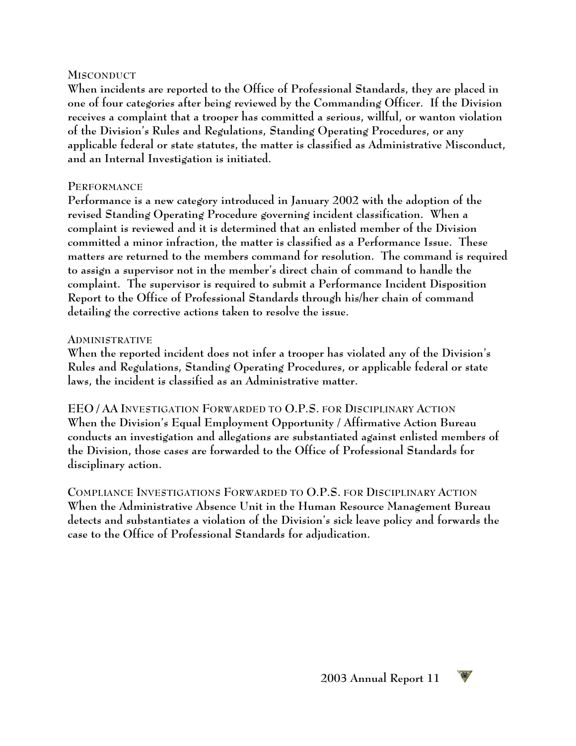### Misconduct

When incidents are reported to the Office of Professional Standards, they are placed in one of four categories after being reviewed by the Commanding Officer. If the Division receives a complaint that a trooper has committed a serious, willful, or wanton violation of the Division's Rules and Regulations, Standing Operating Procedures, or any applicable federal or state statutes, the matter is classified as Administrative Misconduct, and an Internal Investigation is initiated.

### Performance

Performance is a new category introduced in January 2002 with the adoption of the revised Standing Operating Procedure governing incident classification. When a complaint is reviewed and it is determined that an enlisted member of the Division committed a minor infraction, the matter is classified as a Performance Issue. These matters are returned to the members command for resolution. The command is required to assign a supervisor not in the member's direct chain of command to handle the complaint. The supervisor is required to submit a Performance Incident Disposition Report to the Office of Professional Standards through his/her chain of command detailing the corrective actions taken to resolve the issue.

### Administrative

When the reported incident does not infer a trooper has violated any of the Division's Rules and Regulations, Standing Operating Procedures, or applicable federal or state laws, the incident is classified as an Administrative matter.

### EEO / AA Investigation Forwarded to O.P.S. for Disciplinary Action

When the Division's Equal Employment Opportunity / Affirmative Action Bureau conducts an investigation and allegations are substantiated against enlisted members of the Division, those cases are forwarded to the Office of Professional Standards for disciplinary action.

### Compliance Investigations Forwarded to O.P.S. for Disciplinary Action

When the Administrative Absence Unit in the Human Resource Management Bureau detects and substantiates a violation of the Division's sick leave policy and forwards the case to the Office of Professional Standards for adjudication.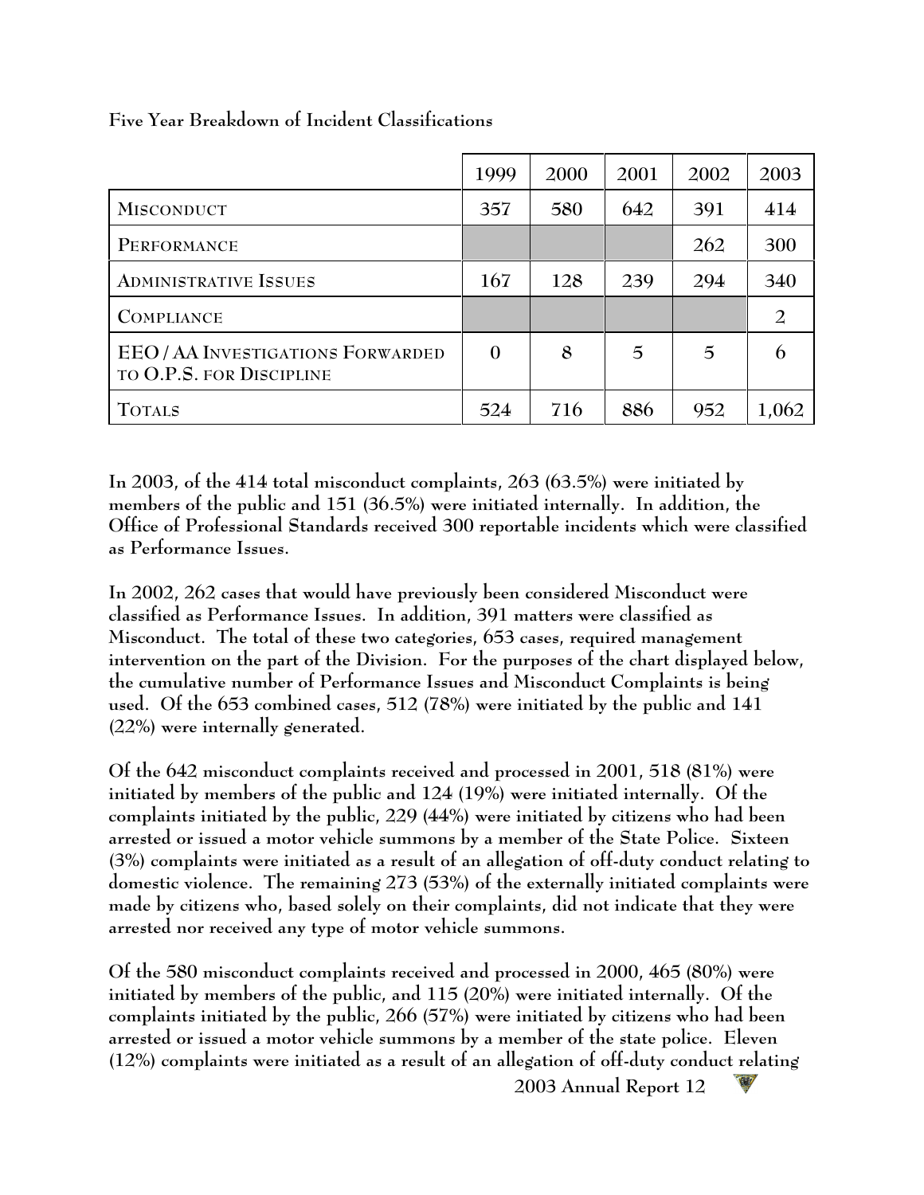**Five Year Breakdown of Incident Classifications**

| | 1999 | 2000 | 2001 | 2002 | 2003 |
|---|---|---|---|---|---|
| MISCONDUCT | 357 | 580 | 642 | 391 | 414 |
| PERFORMANCE | | | | 262 | 300 |
| ADMINISTRATIVE ISSUES | 167 | 128 | 239 | 294 | 340 |
| COMPLIANCE | | | | | 2 |
| EEO / AA INVESTIGATIONS FORWARDED TO O.P.S. FOR DISCIPLINE | 0 | 8 | 5 | 5 | 6 |
| TOTALS | 524 | 716 | 886 | 952 | 1,062 |

**In 2003, of the 414 total misconduct complaints, 263 (63.5%) were initiated by members of the public and 151 (36.5%) were initiated internally. In addition, the Office of Professional Standards received 300 reportable incidents which were classified as Performance Issues.**

**In 2002, 262 cases that would have previously been considered Misconduct were classified as Performance Issues. In addition, 391 matters were classified as Misconduct. The total of these two categories, 653 cases, required management intervention on the part of the Division. For the purposes of the chart displayed below, the cumulative number of Performance Issues and Misconduct Complaints is being used. Of the 653 combined cases, 512 (78%) were initiated by the public and 141 (22%) were internally generated.**

**Of the 642 misconduct complaints received and processed in 2001, 518 (81%) were initiated by members of the public and 124 (19%) were initiated internally. Of the complaints initiated by the public, 229 (44%) were initiated by citizens who had been arrested or issued a motor vehicle summons by a member of the State Police. Sixteen (3%) complaints were initiated as a result of an allegation of off-duty conduct relating to domestic violence. The remaining 273 (53%) of the externally initiated complaints were made by citizens who, based solely on their complaints, did not indicate that they were arrested nor received any type of motor vehicle summons.**

**Of the 580 misconduct complaints received and processed in 2000, 465 (80%) were initiated by members of the public, and 115 (20%) were initiated internally. Of the complaints initiated by the public, 266 (57%) were initiated by citizens who had been arrested or issued a motor vehicle summons by a member of the state police. Eleven (12%) complaints were initiated as a result of an allegation of off-duty conduct relating**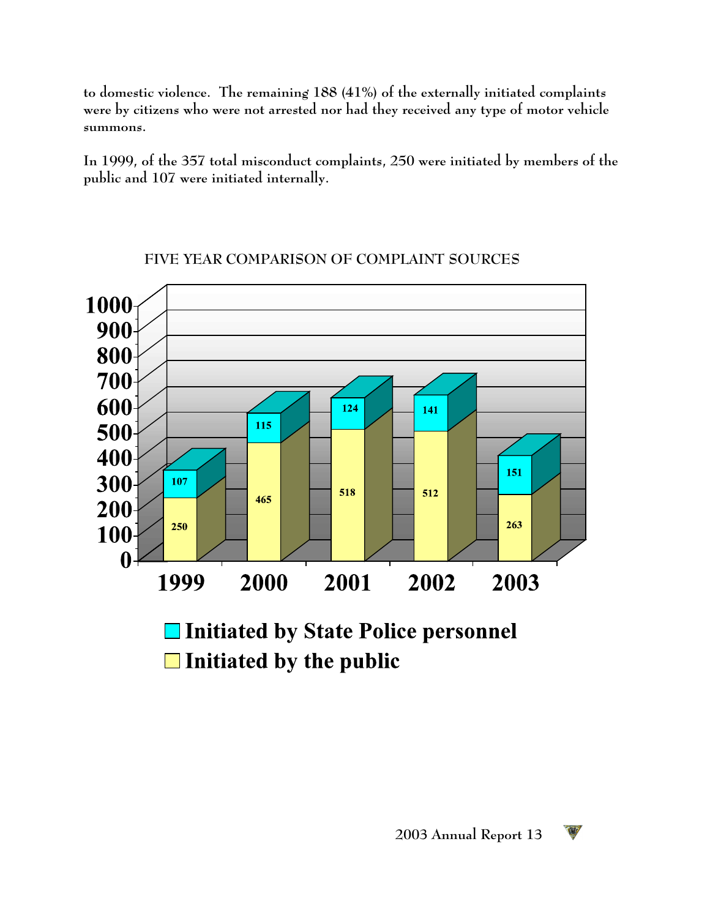to domestic violence. The remaining 188 (41%) of the externally initiated complaints were by citizens who were not arrested nor had they received any type of motor vehicle summons.

In 1999, of the 357 total misconduct complaints, 250 were initiated by members of the public and 107 were initiated internally.

FIVE YEAR COMPARISON OF COMPLAINT SOURCES

| Year | Initiated by the public | Initiated by State Police personnel |
|---|---|---|
| 1999 | 250 | 107 |
| 2000 | 465 | 115 |
| 2001 | 518 | 124 |
| 2002 | 512 | 141 |
| 2003 | 263 | 151 |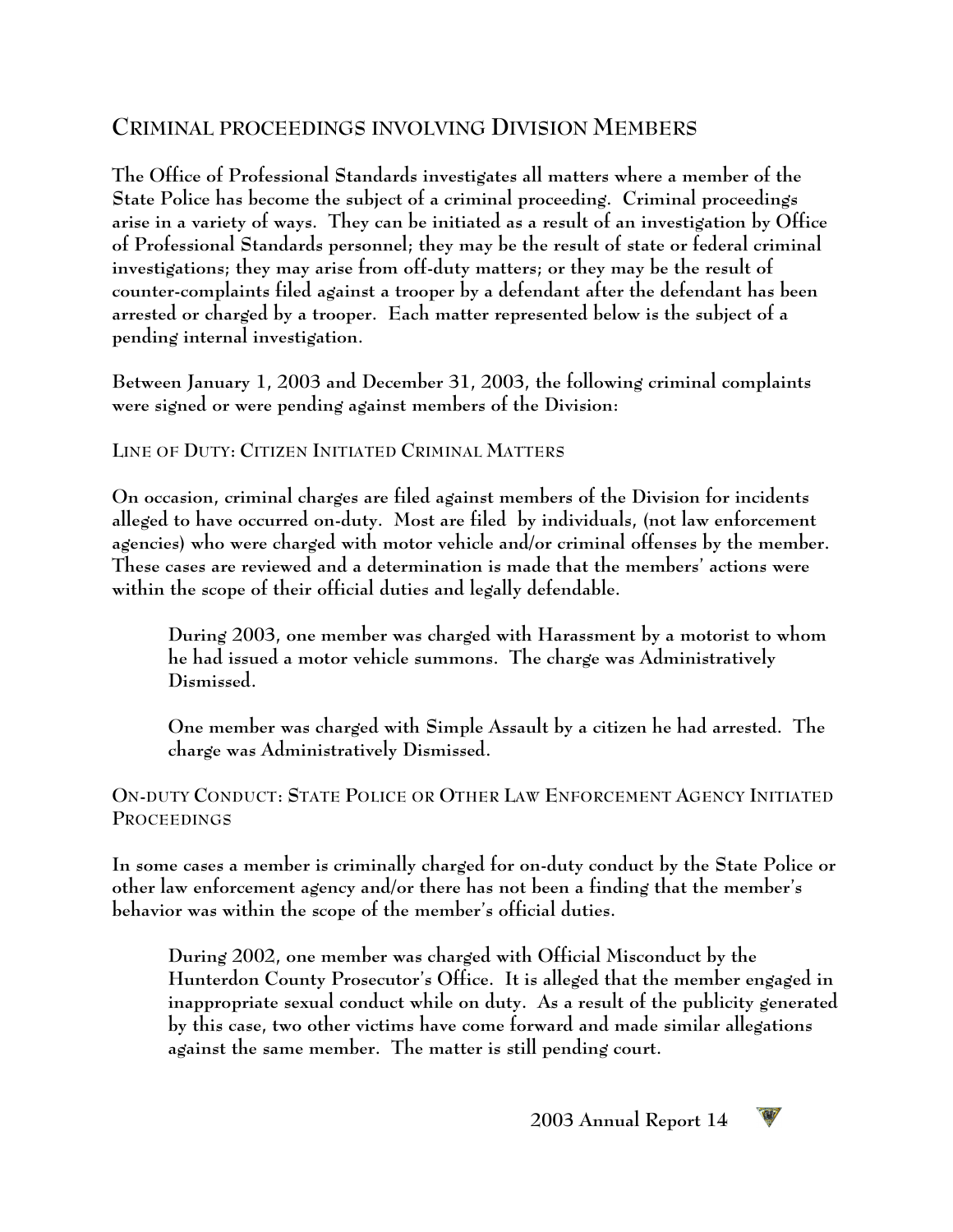## CRIMINAL PROCEEDINGS INVOLVING DIVISION MEMBERS

The Office of Professional Standards investigates all matters where a member of the State Police has become the subject of a criminal proceeding. Criminal proceedings arise in a variety of ways. They can be initiated as a result of an investigation by Office of Professional Standards personnel; they may be the result of state or federal criminal investigations; they may arise from off-duty matters; or they may be the result of counter-complaints filed against a trooper by a defendant after the defendant has been arrested or charged by a trooper. Each matter represented below is the subject of a pending internal investigation.

Between January 1, 2003 and December 31, 2003, the following criminal complaints were signed or were pending against members of the Division:

### LINE OF DUTY: CITIZEN INITIATED CRIMINAL MATTERS

On occasion, criminal charges are filed against members of the Division for incidents alleged to have occurred on-duty. Most are filed by individuals, (not law enforcement agencies) who were charged with motor vehicle and/or criminal offenses by the member. These cases are reviewed and a determination is made that the members' actions were within the scope of their official duties and legally defendable.

> During 2003, one member was charged with Harassment by a motorist to whom he had issued a motor vehicle summons. The charge was Administratively Dismissed.
>
> One member was charged with Simple Assault by a citizen he had arrested. The charge was Administratively Dismissed.

### ON-DUTY CONDUCT: STATE POLICE OR OTHER LAW ENFORCEMENT AGENCY INITIATED PROCEEDINGS

In some cases a member is criminally charged for on-duty conduct by the State Police or other law enforcement agency and/or there has not been a finding that the member's behavior was within the scope of the member's official duties.

> During 2002, one member was charged with Official Misconduct by the Hunterdon County Prosecutor's Office. It is alleged that the member engaged in inappropriate sexual conduct while on duty. As a result of the publicity generated by this case, two other victims have come forward and made similar allegations against the same member. The matter is still pending court.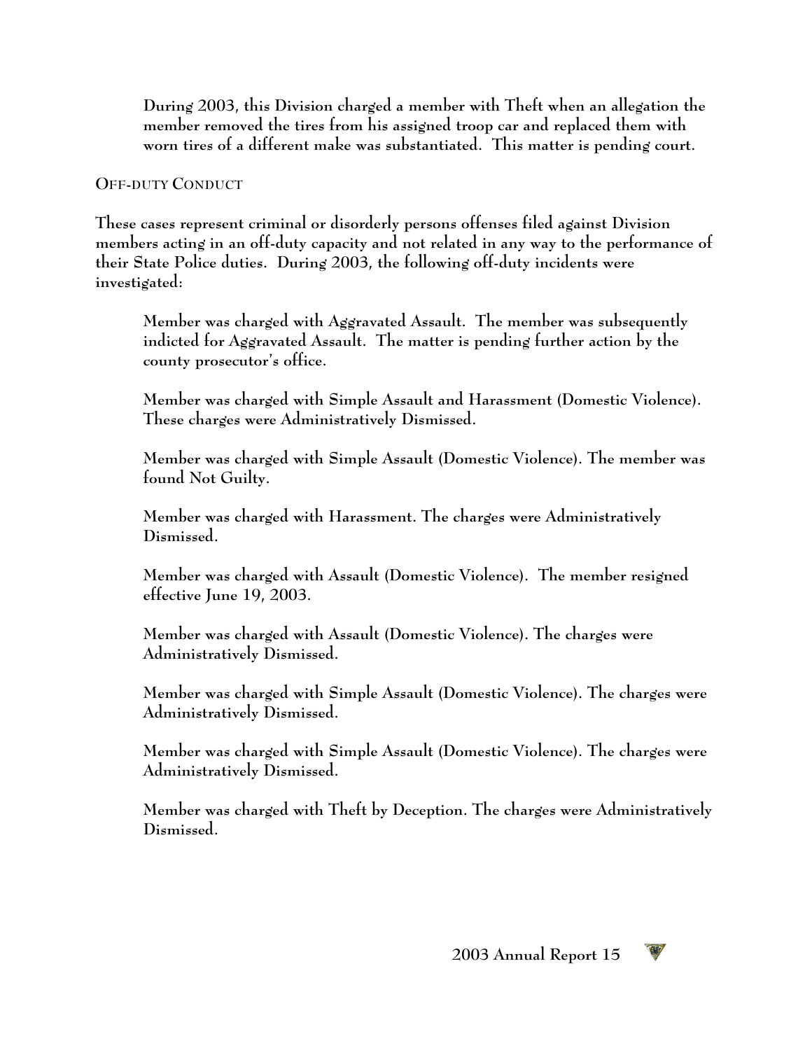During 2003, this Division charged a member with Theft when an allegation the member removed the tires from his assigned troop car and replaced them with worn tires of a different make was substantiated. This matter is pending court.

## OFF-DUTY CONDUCT

These cases represent criminal or disorderly persons offenses filed against Division members acting in an off-duty capacity and not related in any way to the performance of their State Police duties. During 2003, the following off-duty incidents were investigated:

Member was charged with Aggravated Assault. The member was subsequently indicted for Aggravated Assault. The matter is pending further action by the county prosecutor's office.

Member was charged with Simple Assault and Harassment (Domestic Violence). These charges were Administratively Dismissed.

Member was charged with Simple Assault (Domestic Violence). The member was found Not Guilty.

Member was charged with Harassment. The charges were Administratively Dismissed.

Member was charged with Assault (Domestic Violence). The member resigned effective June 19, 2003.

Member was charged with Assault (Domestic Violence). The charges were Administratively Dismissed.

Member was charged with Simple Assault (Domestic Violence). The charges were Administratively Dismissed.

Member was charged with Simple Assault (Domestic Violence). The charges were Administratively Dismissed.

Member was charged with Theft by Deception. The charges were Administratively Dismissed.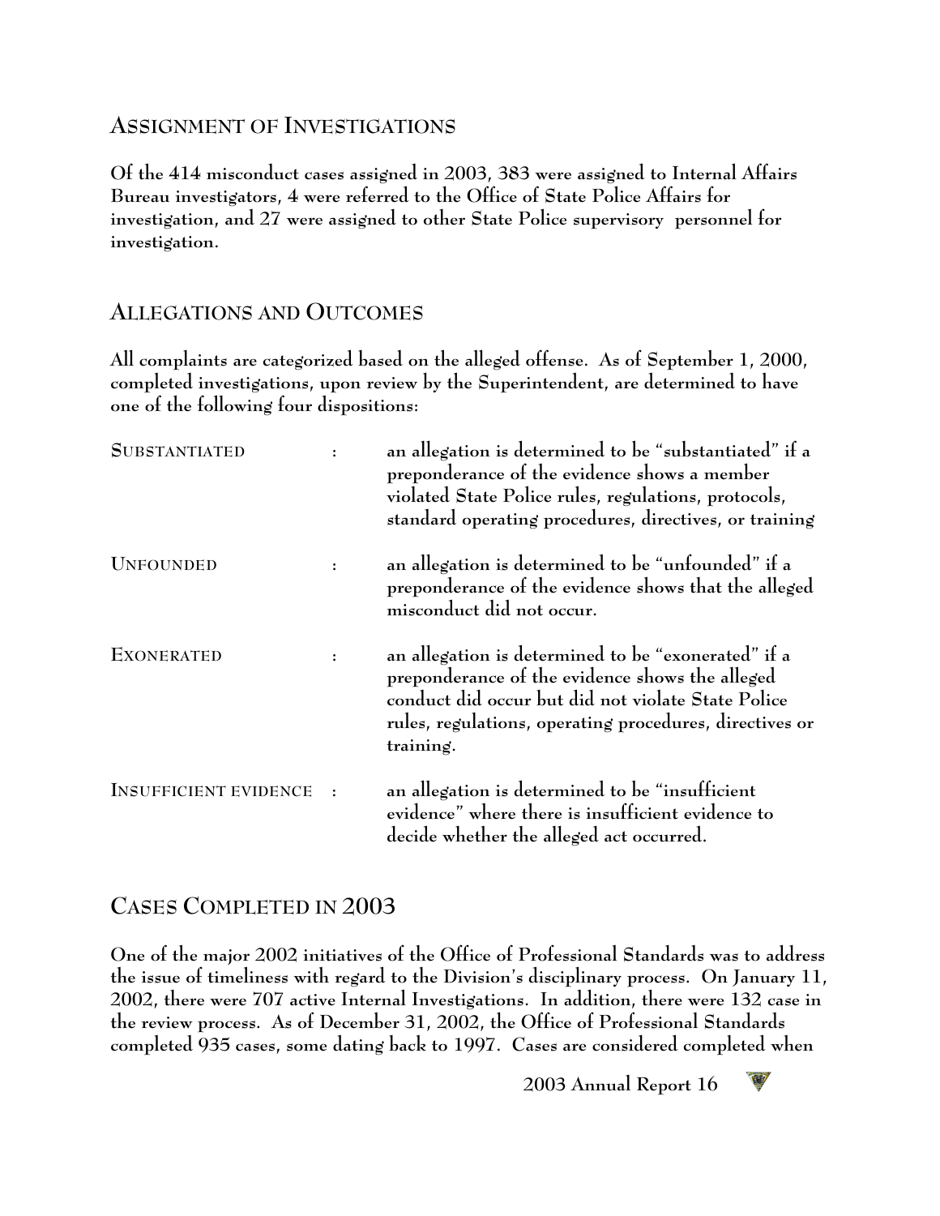## Assignment of Investigations

Of the 414 misconduct cases assigned in 2003, 383 were assigned to Internal Affairs Bureau investigators, 4 were referred to the Office of State Police Affairs for investigation, and 27 were assigned to other State Police supervisory personnel for investigation.

## Allegations and Outcomes

All complaints are categorized based on the alleged offense. As of September 1, 2000, completed investigations, upon review by the Superintendent, are determined to have one of the following four dispositions:

| | | |
|---|---|---|
| SUBSTANTIATED | : | an allegation is determined to be "substantiated" if a preponderance of the evidence shows a member violated State Police rules, regulations, protocols, standard operating procedures, directives, or training |
| UNFOUNDED | : | an allegation is determined to be "unfounded" if a preponderance of the evidence shows that the alleged misconduct did not occur. |
| EXONERATED | : | an allegation is determined to be "exonerated" if a preponderance of the evidence shows the alleged conduct did occur but did not violate State Police rules, regulations, operating procedures, directives or training. |
| INSUFFICIENT EVIDENCE | : | an allegation is determined to be "insufficient evidence" where there is insufficient evidence to decide whether the alleged act occurred. |

## Cases Completed in 2003

One of the major 2002 initiatives of the Office of Professional Standards was to address the issue of timeliness with regard to the Division's disciplinary process. On January 11, 2002, there were 707 active Internal Investigations. In addition, there were 132 case in the review process. As of December 31, 2002, the Office of Professional Standards completed 935 cases, some dating back to 1997. Cases are considered completed when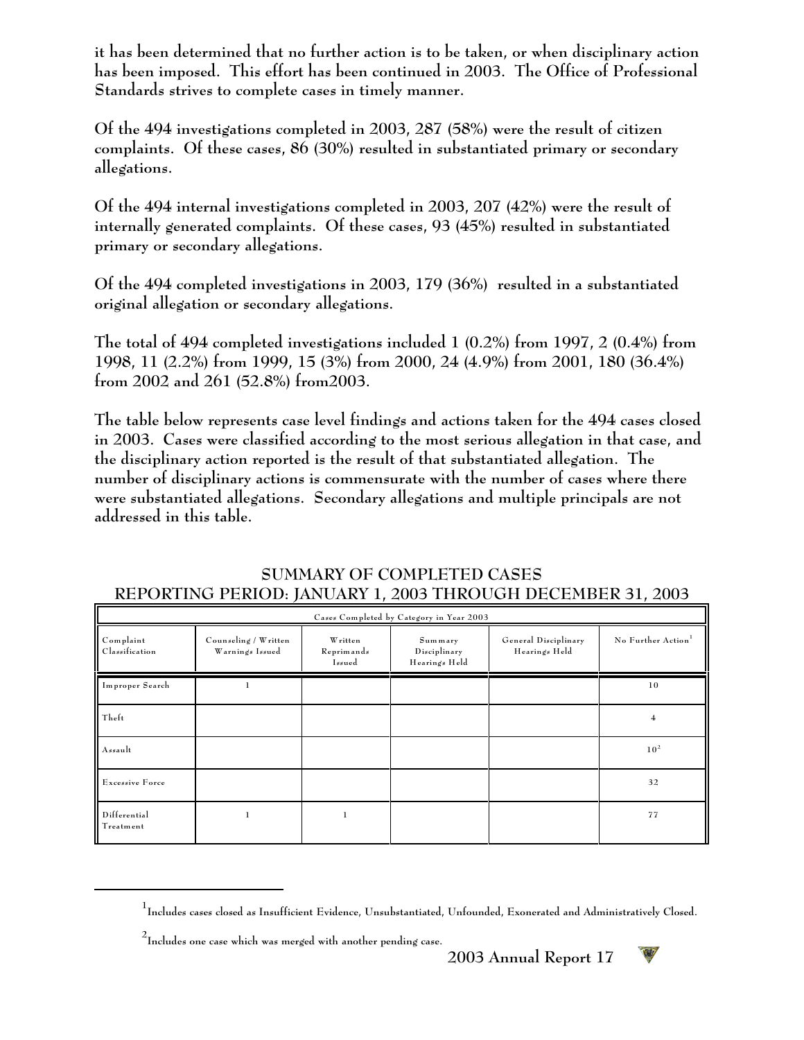it has been determined that no further action is to be taken, or when disciplinary action has been imposed. This effort has been continued in 2003. The Office of Professional Standards strives to complete cases in timely manner.

Of the 494 investigations completed in 2003, 287 (58%) were the result of citizen complaints. Of these cases, 86 (30%) resulted in substantiated primary or secondary allegations.

Of the 494 internal investigations completed in 2003, 207 (42%) were the result of internally generated complaints. Of these cases, 93 (45%) resulted in substantiated primary or secondary allegations.

Of the 494 completed investigations in 2003, 179 (36%) resulted in a substantiated original allegation or secondary allegations.

The total of 494 completed investigations included 1 (0.2%) from 1997, 2 (0.4%) from 1998, 11 (2.2%) from 1999, 15 (3%) from 2000, 24 (4.9%) from 2001, 180 (36.4%) from 2002 and 261 (52.8%) from2003.

The table below represents case level findings and actions taken for the 494 cases closed in 2003. Cases were classified according to the most serious allegation in that case, and the disciplinary action reported is the result of that substantiated allegation. The number of disciplinary actions is commensurate with the number of cases where there were substantiated allegations. Secondary allegations and multiple principals are not addressed in this table.

## SUMMARY OF COMPLETED CASES
## REPORTING PERIOD: JANUARY 1, 2003 THROUGH DECEMBER 31, 2003

| Cases Completed by Category in Year 2003 | | | | | |
|---|---|---|---|---|---|
| Complaint Classification | Counseling / Written Warnings Issued | Written Reprimands Issued | Summary Disciplinary Hearings Held | General Disciplinary Hearings Held | No Further Action[1] |
| Improper Search | 1 | | | | 10 |
| Theft | | | | | 4 |
| Assault | | | | | 10[2] |
| Excessive Force | | | | | 32 |
| Differential Treatment | 1 | 1 | | | 77 |

[1] Includes cases closed as Insufficient Evidence, Unsubstantiated, Unfounded, Exonerated and Administratively Closed.

[2] Includes one case which was merged with another pending case.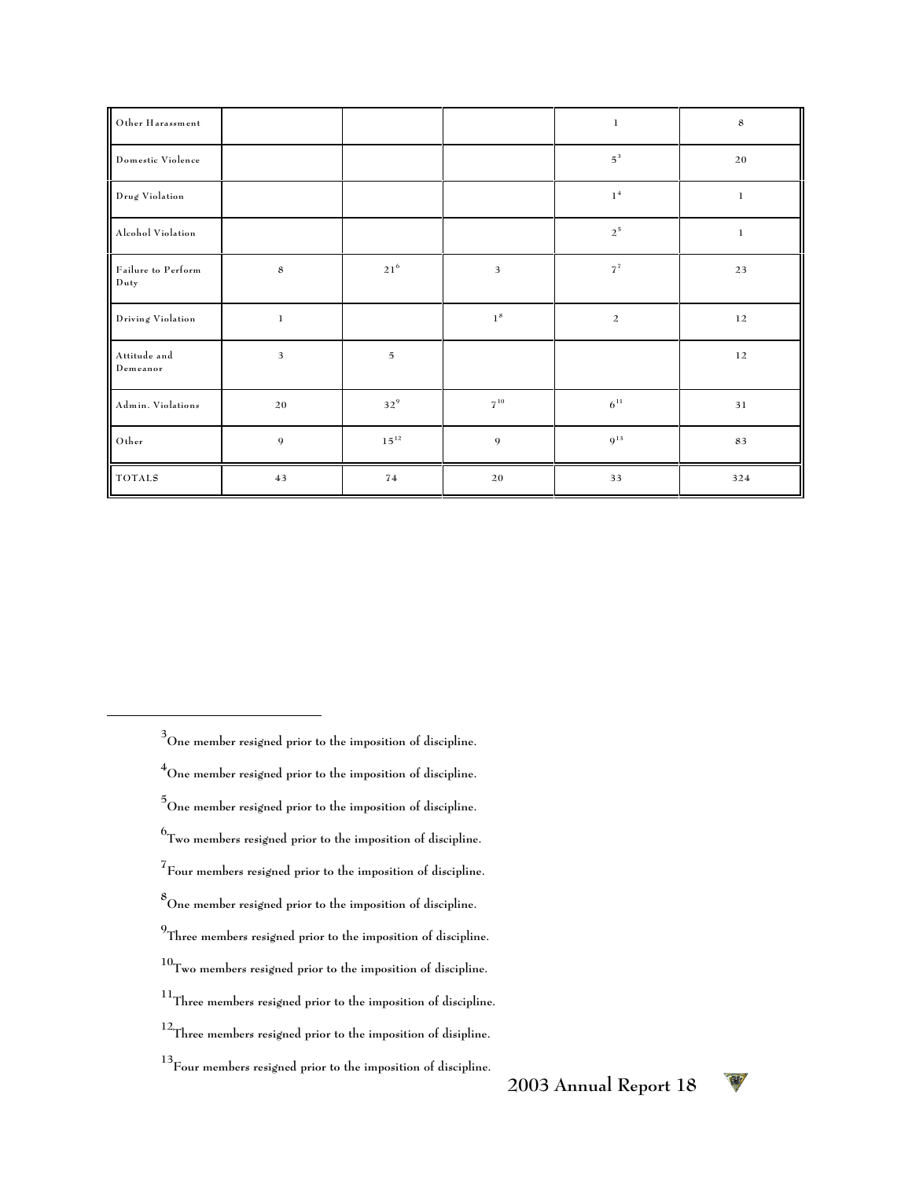| Other Harassment | | | | 1 | 8 |
|---|---|---|---|---|---|
| Domestic Violence | | | | 5[3] | 20 |
| Drug Violation | | | | 1[4] | 1 |
| Alcohol Violation | | | | 2[5] | 1 |
| Failure to Perform Duty | 8 | 21[6] | 3 | 7[7] | 23 |
| Driving Violation | 1 | | 1[8] | 2 | 12 |
| Attitude and Demeanor | 3 | 5 | | | 12 |
| Admin. Violations | 20 | 32[9] | 7[10] | 6[11] | 31 |
| Other | 9 | 15[12] | 9 | 9[13] | 83 |
| TOTALS | 43 | 74 | 20 | 33 | 324 |

[3] One member resigned prior to the imposition of discipline.

[4] One member resigned prior to the imposition of discipline.

[5] One member resigned prior to the imposition of discipline.

[6] Two members resigned prior to the imposition of discipline.

[7] Four members resigned prior to the imposition of discipline.

[8] One member resigned prior to the imposition of discipline.

[9] Three members resigned prior to the imposition of discipline.

[10] Two members resigned prior to the imposition of discipline.

[11] Three members resigned prior to the imposition of discipline.

[12] Three members resigned prior to the imposition of disipline.

[13] Four members resigned prior to the imposition of discipline.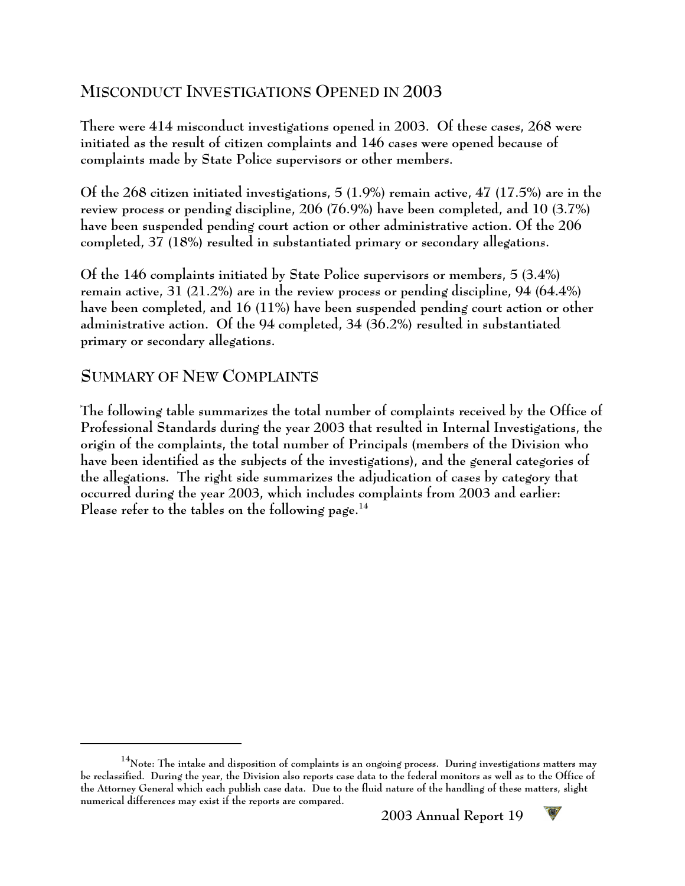## MISCONDUCT INVESTIGATIONS OPENED IN 2003

There were 414 misconduct investigations opened in 2003. Of these cases, 268 were initiated as the result of citizen complaints and 146 cases were opened because of complaints made by State Police supervisors or other members.

Of the 268 citizen initiated investigations, 5 (1.9%) remain active, 47 (17.5%) are in the review process or pending discipline, 206 (76.9%) have been completed, and 10 (3.7%) have been suspended pending court action or other administrative action. Of the 206 completed, 37 (18%) resulted in substantiated primary or secondary allegations.

Of the 146 complaints initiated by State Police supervisors or members, 5 (3.4%) remain active, 31 (21.2%) are in the review process or pending discipline, 94 (64.4%) have been completed, and 16 (11%) have been suspended pending court action or other administrative action. Of the 94 completed, 34 (36.2%) resulted in substantiated primary or secondary allegations.

## SUMMARY OF NEW COMPLAINTS

The following table summarizes the total number of complaints received by the Office of Professional Standards during the year 2003 that resulted in Internal Investigations, the origin of the complaints, the total number of Principals (members of the Division who have been identified as the subjects of the investigations), and the general categories of the allegations. The right side summarizes the adjudication of cases by category that occurred during the year 2003, which includes complaints from 2003 and earlier: Please refer to the tables on the following page.[14]

[14] Note: The intake and disposition of complaints is an ongoing process. During investigations matters may be reclassified. During the year, the Division also reports case data to the federal monitors as well as to the Office of the Attorney General which each publish case data. Due to the fluid nature of the handling of these matters, slight numerical differences may exist if the reports are compared.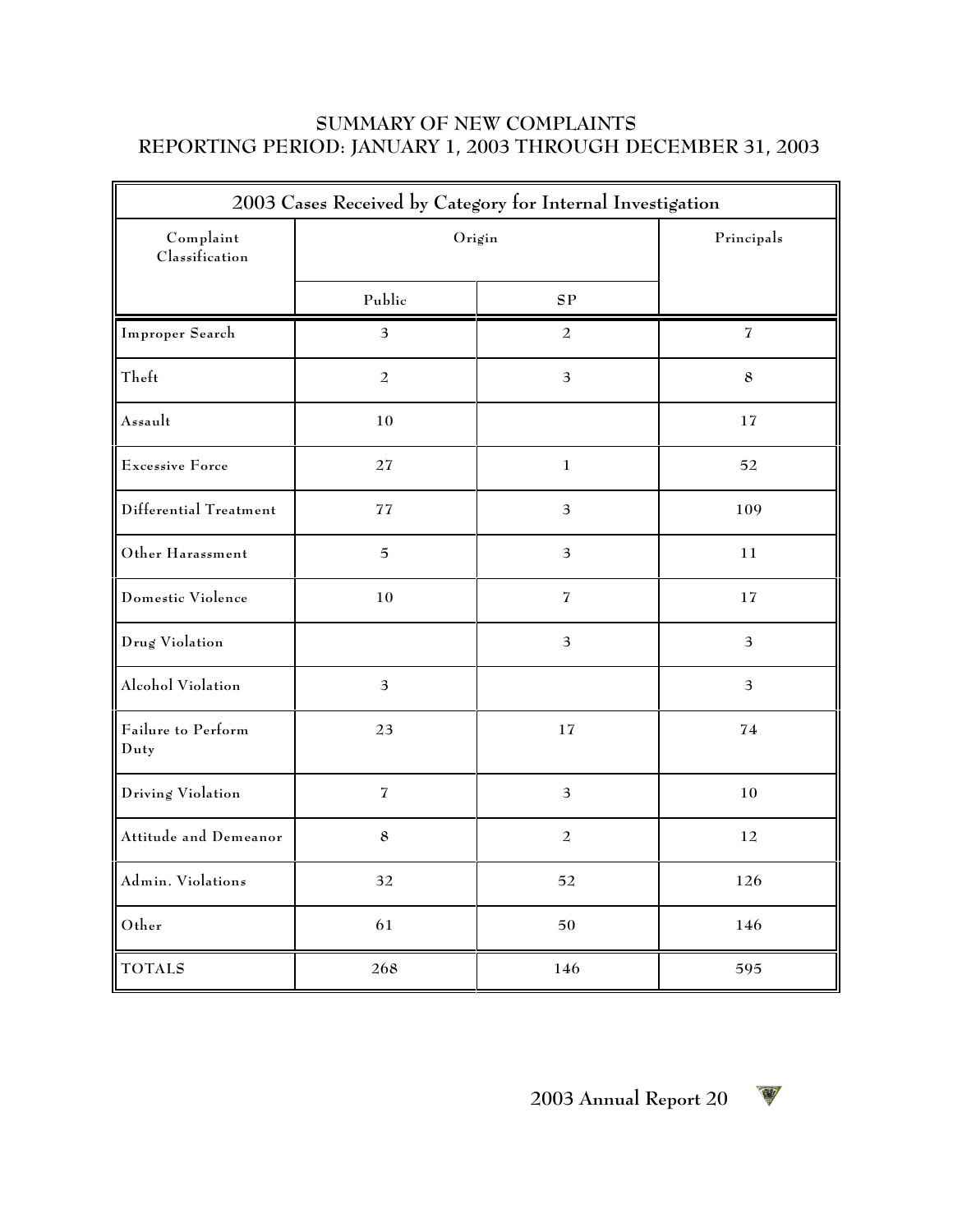## SUMMARY OF NEW COMPLAINTS
## REPORTING PERIOD: JANUARY 1, 2003 THROUGH DECEMBER 31, 2003

| 2003 Cases Received by Category for Internal Investigation | | | |
|---|---|---|---|
| Complaint Classification | Origin | | Principals |
| | Public | SP | |
| Improper Search | 3 | 2 | 7 |
| Theft | 2 | 3 | 8 |
| Assault | 10 | | 17 |
| Excessive Force | 27 | 1 | 52 |
| Differential Treatment | 77 | 3 | 109 |
| Other Harassment | 5 | 3 | 11 |
| Domestic Violence | 10 | 7 | 17 |
| Drug Violation | | 3 | 3 |
| Alcohol Violation | 3 | | 3 |
| Failure to Perform Duty | 23 | 17 | 74 |
| Driving Violation | 7 | 3 | 10 |
| Attitude and Demeanor | 8 | 2 | 12 |
| Admin. Violations | 32 | 52 | 126 |
| Other | 61 | 50 | 146 |
| TOTALS | 268 | 146 | 595 |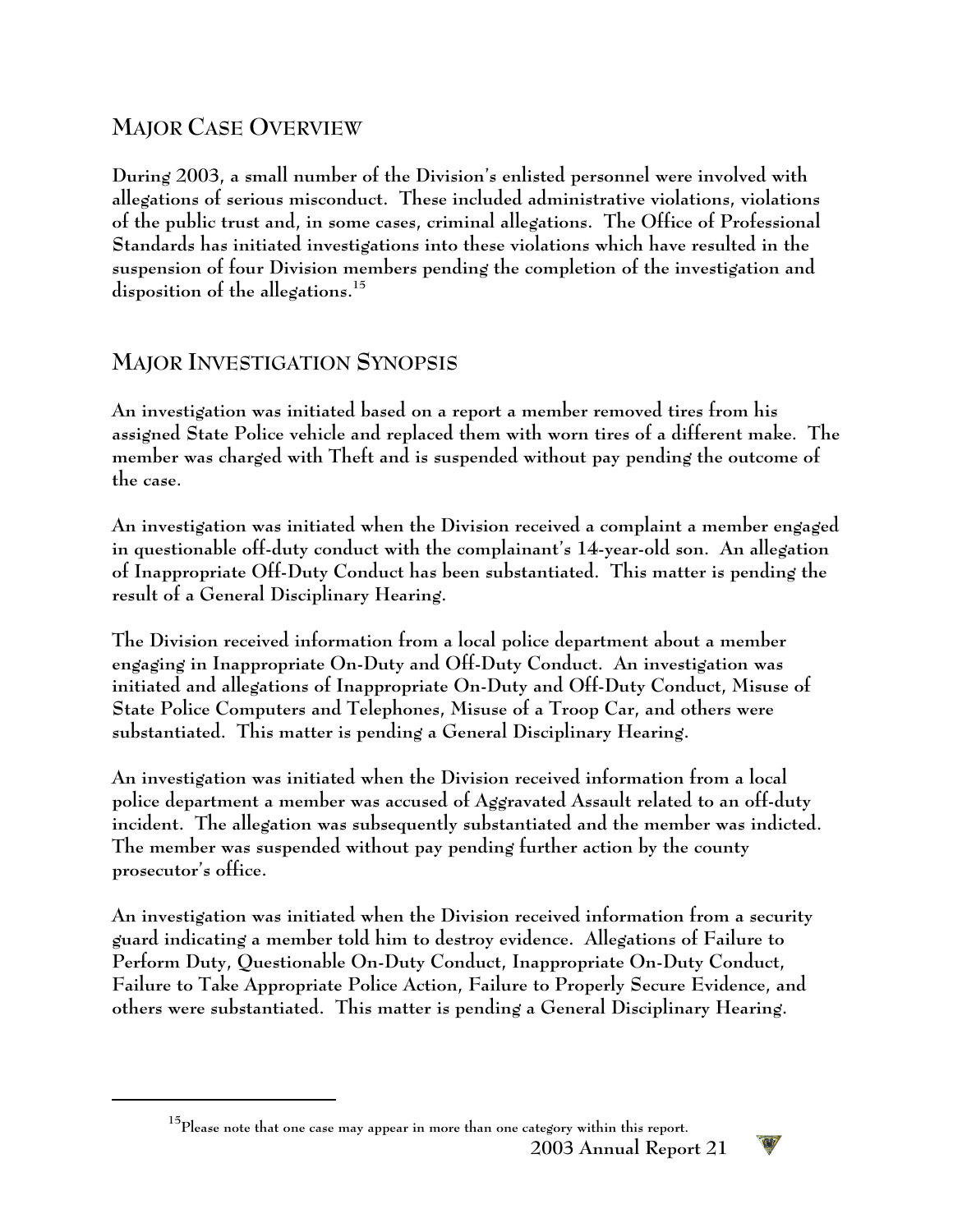## MAJOR CASE OVERVIEW

During 2003, a small number of the Division's enlisted personnel were involved with allegations of serious misconduct. These included administrative violations, violations of the public trust and, in some cases, criminal allegations. The Office of Professional Standards has initiated investigations into these violations which have resulted in the suspension of four Division members pending the completion of the investigation and disposition of the allegations.[15]

## MAJOR INVESTIGATION SYNOPSIS

An investigation was initiated based on a report a member removed tires from his assigned State Police vehicle and replaced them with worn tires of a different make. The member was charged with Theft and is suspended without pay pending the outcome of the case.

An investigation was initiated when the Division received a complaint a member engaged in questionable off-duty conduct with the complainant's 14-year-old son. An allegation of Inappropriate Off-Duty Conduct has been substantiated. This matter is pending the result of a General Disciplinary Hearing.

The Division received information from a local police department about a member engaging in Inappropriate On-Duty and Off-Duty Conduct. An investigation was initiated and allegations of Inappropriate On-Duty and Off-Duty Conduct, Misuse of State Police Computers and Telephones, Misuse of a Troop Car, and others were substantiated. This matter is pending a General Disciplinary Hearing.

An investigation was initiated when the Division received information from a local police department a member was accused of Aggravated Assault related to an off-duty incident. The allegation was subsequently substantiated and the member was indicted. The member was suspended without pay pending further action by the county prosecutor's office.

An investigation was initiated when the Division received information from a security guard indicating a member told him to destroy evidence. Allegations of Failure to Perform Duty, Questionable On-Duty Conduct, Inappropriate On-Duty Conduct, Failure to Take Appropriate Police Action, Failure to Properly Secure Evidence, and others were substantiated. This matter is pending a General Disciplinary Hearing.

---

[15] Please note that one case may appear in more than one category within this report.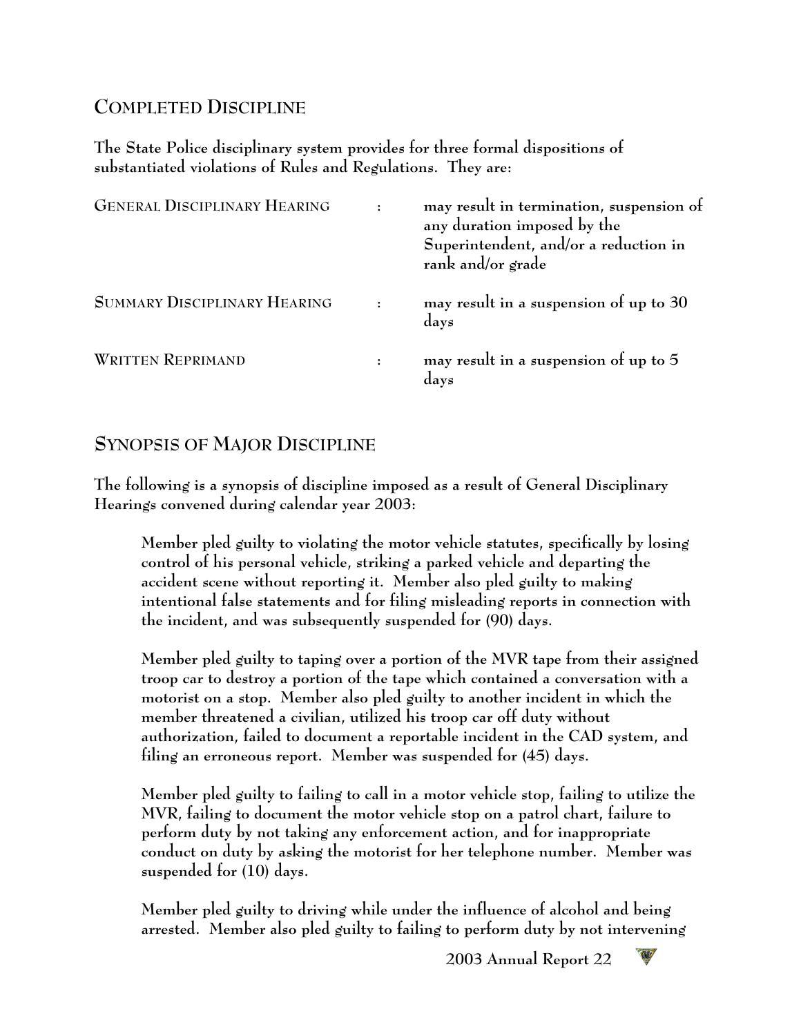## Completed Discipline

The State Police disciplinary system provides for three formal dispositions of substantiated violations of Rules and Regulations. They are:

| | | |
|---|---|---|
| General Disciplinary Hearing | : | may result in termination, suspension of any duration imposed by the Superintendent, and/or a reduction in rank and/or grade |
| Summary Disciplinary Hearing | : | may result in a suspension of up to 30 days |
| Written Reprimand | : | may result in a suspension of up to 5 days |

## Synopsis of Major Discipline

The following is a synopsis of discipline imposed as a result of General Disciplinary Hearings convened during calendar year 2003:

> Member pled guilty to violating the motor vehicle statutes, specifically by losing control of his personal vehicle, striking a parked vehicle and departing the accident scene without reporting it. Member also pled guilty to making intentional false statements and for filing misleading reports in connection with the incident, and was subsequently suspended for (90) days.
>
> Member pled guilty to taping over a portion of the MVR tape from their assigned troop car to destroy a portion of the tape which contained a conversation with a motorist on a stop. Member also pled guilty to another incident in which the member threatened a civilian, utilized his troop car off duty without authorization, failed to document a reportable incident in the CAD system, and filing an erroneous report. Member was suspended for (45) days.
>
> Member pled guilty to failing to call in a motor vehicle stop, failing to utilize the MVR, failing to document the motor vehicle stop on a patrol chart, failure to perform duty by not taking any enforcement action, and for inappropriate conduct on duty by asking the motorist for her telephone number. Member was suspended for (10) days.
>
> Member pled guilty to driving while under the influence of alcohol and being arrested. Member also pled guilty to failing to perform duty by not intervening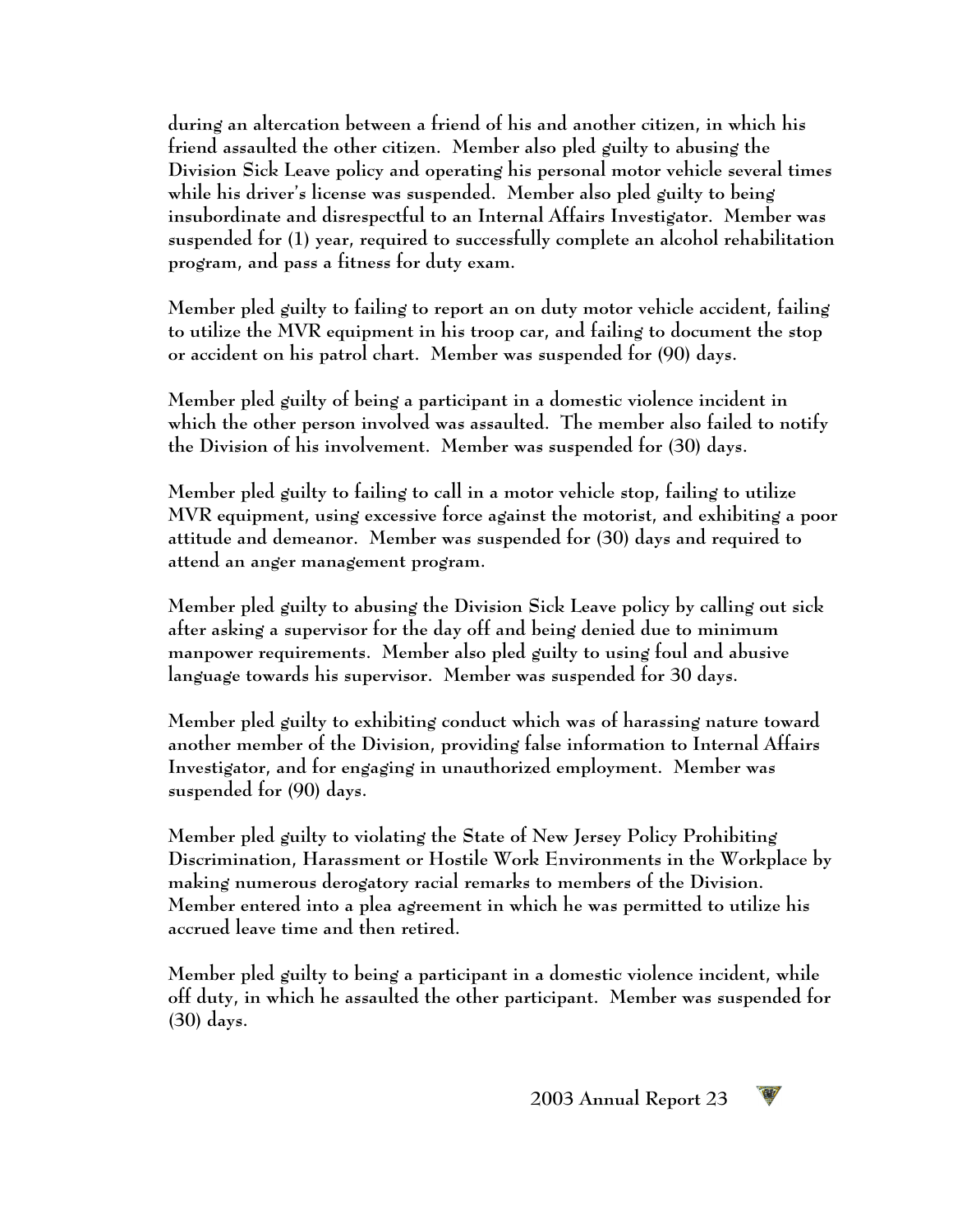during an altercation between a friend of his and another citizen, in which his friend assaulted the other citizen. Member also pled guilty to abusing the Division Sick Leave policy and operating his personal motor vehicle several times while his driver's license was suspended. Member also pled guilty to being insubordinate and disrespectful to an Internal Affairs Investigator. Member was suspended for (1) year, required to successfully complete an alcohol rehabilitation program, and pass a fitness for duty exam.

Member pled guilty to failing to report an on duty motor vehicle accident, failing to utilize the MVR equipment in his troop car, and failing to document the stop or accident on his patrol chart. Member was suspended for (90) days.

Member pled guilty of being a participant in a domestic violence incident in which the other person involved was assaulted. The member also failed to notify the Division of his involvement. Member was suspended for (30) days.

Member pled guilty to failing to call in a motor vehicle stop, failing to utilize MVR equipment, using excessive force against the motorist, and exhibiting a poor attitude and demeanor. Member was suspended for (30) days and required to attend an anger management program.

Member pled guilty to abusing the Division Sick Leave policy by calling out sick after asking a supervisor for the day off and being denied due to minimum manpower requirements. Member also pled guilty to using foul and abusive language towards his supervisor. Member was suspended for 30 days.

Member pled guilty to exhibiting conduct which was of harassing nature toward another member of the Division, providing false information to Internal Affairs Investigator, and for engaging in unauthorized employment. Member was suspended for (90) days.

Member pled guilty to violating the State of New Jersey Policy Prohibiting Discrimination, Harassment or Hostile Work Environments in the Workplace by making numerous derogatory racial remarks to members of the Division. Member entered into a plea agreement in which he was permitted to utilize his accrued leave time and then retired.

Member pled guilty to being a participant in a domestic violence incident, while off duty, in which he assaulted the other participant. Member was suspended for (30) days.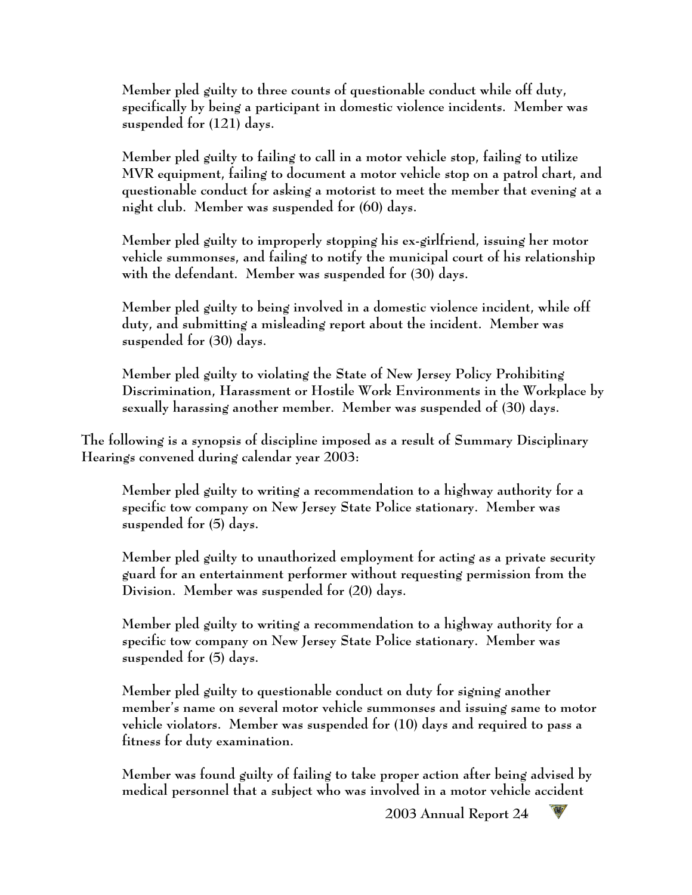Member pled guilty to three counts of questionable conduct while off duty, specifically by being a participant in domestic violence incidents. Member was suspended for (121) days.

Member pled guilty to failing to call in a motor vehicle stop, failing to utilize MVR equipment, failing to document a motor vehicle stop on a patrol chart, and questionable conduct for asking a motorist to meet the member that evening at a night club. Member was suspended for (60) days.

Member pled guilty to improperly stopping his ex-girlfriend, issuing her motor vehicle summonses, and failing to notify the municipal court of his relationship with the defendant. Member was suspended for (30) days.

Member pled guilty to being involved in a domestic violence incident, while off duty, and submitting a misleading report about the incident. Member was suspended for (30) days.

Member pled guilty to violating the State of New Jersey Policy Prohibiting Discrimination, Harassment or Hostile Work Environments in the Workplace by sexually harassing another member. Member was suspended of (30) days.

The following is a synopsis of discipline imposed as a result of Summary Disciplinary Hearings convened during calendar year 2003:

Member pled guilty to writing a recommendation to a highway authority for a specific tow company on New Jersey State Police stationary. Member was suspended for (5) days.

Member pled guilty to unauthorized employment for acting as a private security guard for an entertainment performer without requesting permission from the Division. Member was suspended for (20) days.

Member pled guilty to writing a recommendation to a highway authority for a specific tow company on New Jersey State Police stationary. Member was suspended for (5) days.

Member pled guilty to questionable conduct on duty for signing another member's name on several motor vehicle summonses and issuing same to motor vehicle violators. Member was suspended for (10) days and required to pass a fitness for duty examination.

Member was found guilty of failing to take proper action after being advised by medical personnel that a subject who was involved in a motor vehicle accident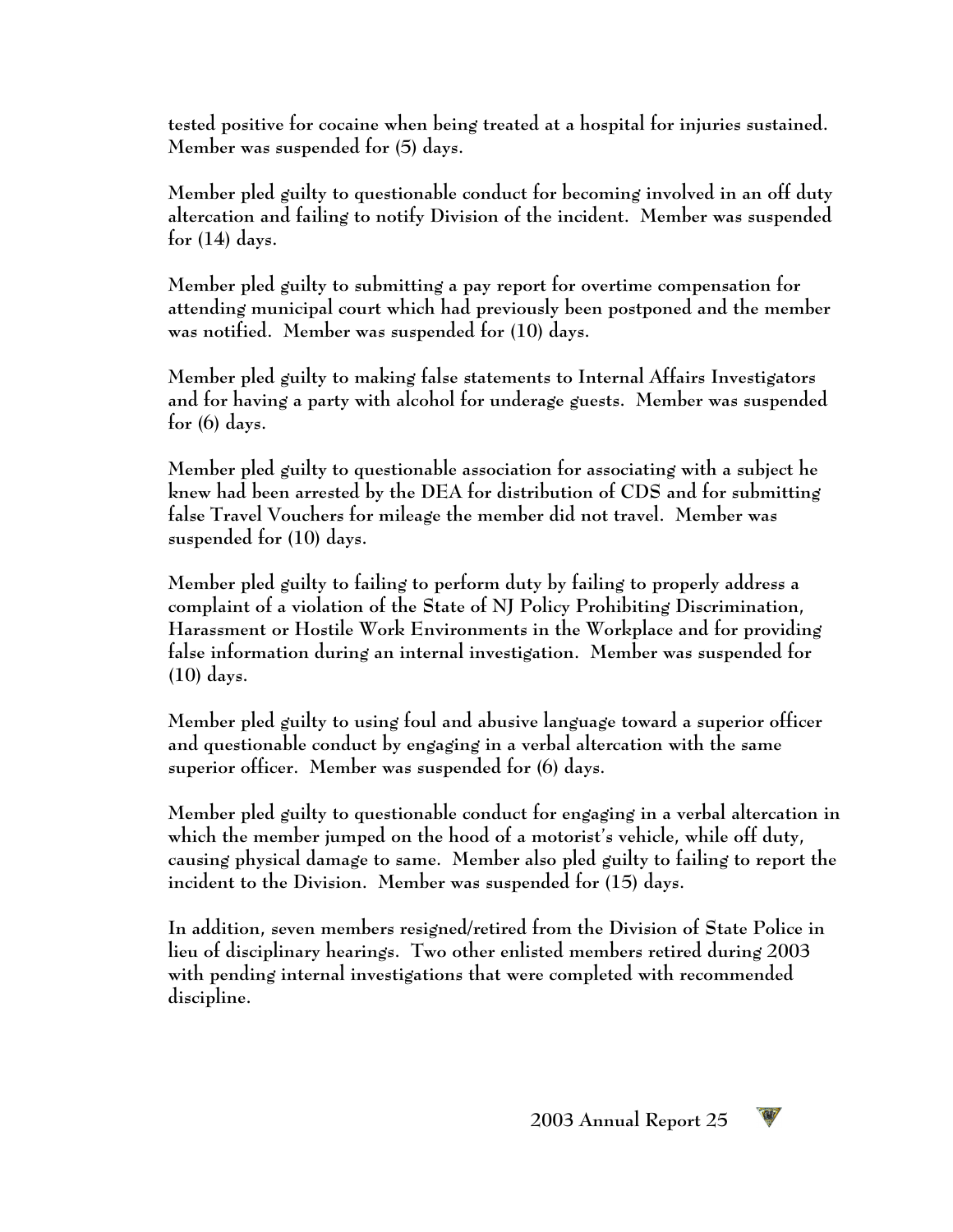tested positive for cocaine when being treated at a hospital for injuries sustained. Member was suspended for (5) days.

Member pled guilty to questionable conduct for becoming involved in an off duty altercation and failing to notify Division of the incident. Member was suspended for (14) days.

Member pled guilty to submitting a pay report for overtime compensation for attending municipal court which had previously been postponed and the member was notified. Member was suspended for (10) days.

Member pled guilty to making false statements to Internal Affairs Investigators and for having a party with alcohol for underage guests. Member was suspended for (6) days.

Member pled guilty to questionable association for associating with a subject he knew had been arrested by the DEA for distribution of CDS and for submitting false Travel Vouchers for mileage the member did not travel. Member was suspended for (10) days.

Member pled guilty to failing to perform duty by failing to properly address a complaint of a violation of the State of NJ Policy Prohibiting Discrimination, Harassment or Hostile Work Environments in the Workplace and for providing false information during an internal investigation. Member was suspended for (10) days.

Member pled guilty to using foul and abusive language toward a superior officer and questionable conduct by engaging in a verbal altercation with the same superior officer. Member was suspended for (6) days.

Member pled guilty to questionable conduct for engaging in a verbal altercation in which the member jumped on the hood of a motorist's vehicle, while off duty, causing physical damage to same. Member also pled guilty to failing to report the incident to the Division. Member was suspended for (15) days.

In addition, seven members resigned/retired from the Division of State Police in lieu of disciplinary hearings. Two other enlisted members retired during 2003 with pending internal investigations that were completed with recommended discipline.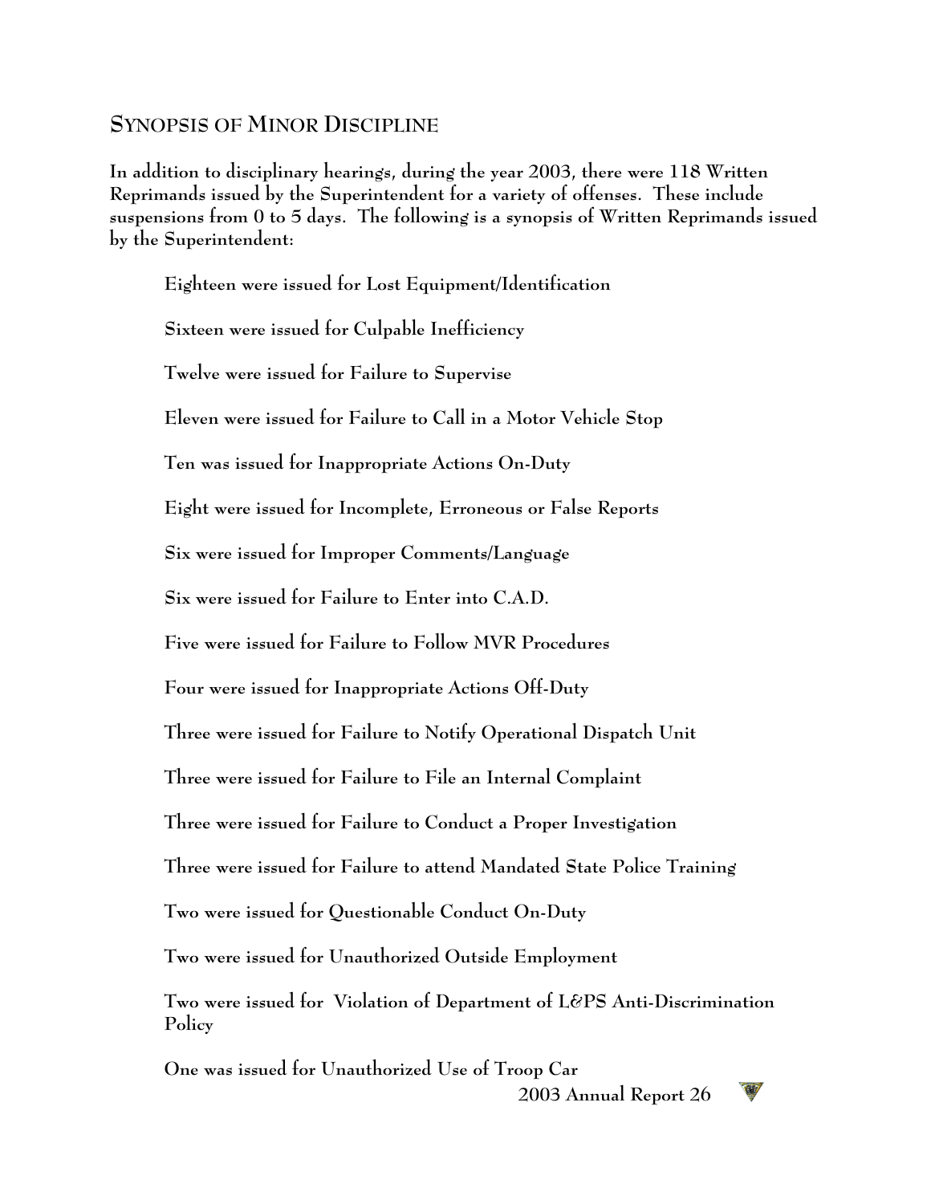## SYNOPSIS OF MINOR DISCIPLINE

In addition to disciplinary hearings, during the year 2003, there were 118 Written Reprimands issued by the Superintendent for a variety of offenses. These include suspensions from 0 to 5 days. The following is a synopsis of Written Reprimands issued by the Superintendent:

Eighteen were issued for Lost Equipment/Identification

Sixteen were issued for Culpable Inefficiency

Twelve were issued for Failure to Supervise

Eleven were issued for Failure to Call in a Motor Vehicle Stop

Ten was issued for Inappropriate Actions On-Duty

Eight were issued for Incomplete, Erroneous or False Reports

Six were issued for Improper Comments/Language

Six were issued for Failure to Enter into C.A.D.

Five were issued for Failure to Follow MVR Procedures

Four were issued for Inappropriate Actions Off-Duty

Three were issued for Failure to Notify Operational Dispatch Unit

Three were issued for Failure to File an Internal Complaint

Three were issued for Failure to Conduct a Proper Investigation

Three were issued for Failure to attend Mandated State Police Training

Two were issued for Questionable Conduct On-Duty

Two were issued for Unauthorized Outside Employment

Two were issued for Violation of Department of L&PS Anti-Discrimination Policy

One was issued for Unauthorized Use of Troop Car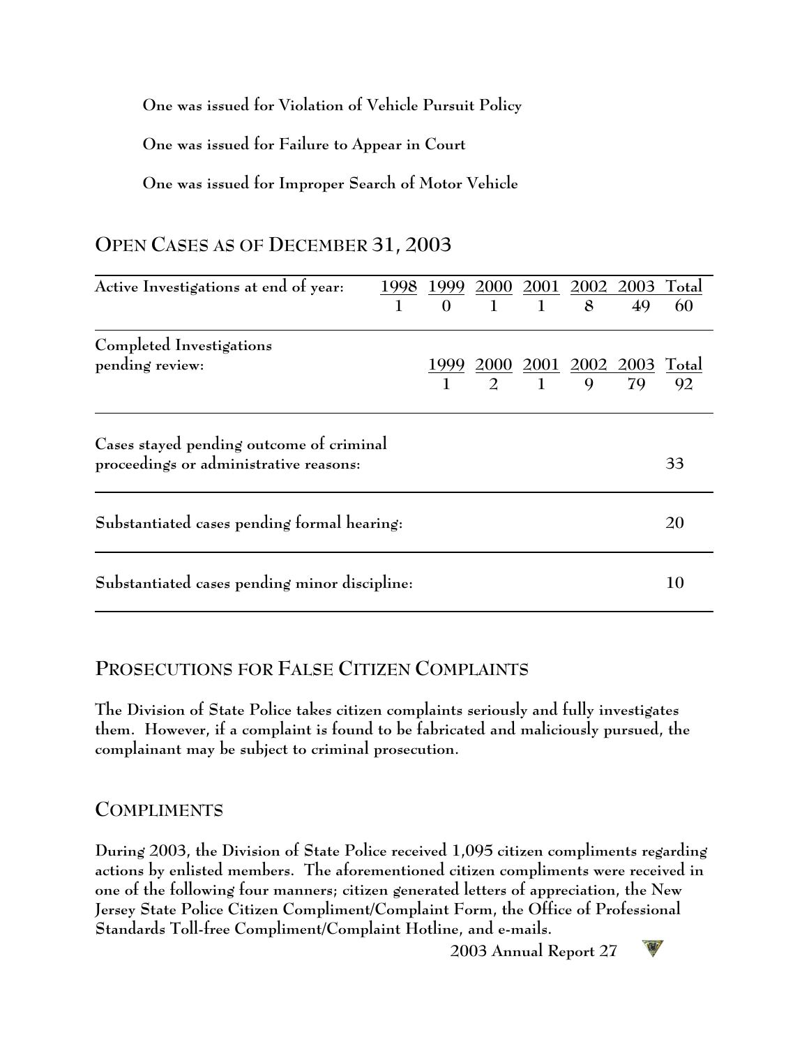One was issued for Violation of Vehicle Pursuit Policy

One was issued for Failure to Appear in Court

One was issued for Improper Search of Motor Vehicle

## Open Cases as of December 31, 2003

| | 1998 | 1999 | 2000 | 2001 | 2002 | 2003 | Total |
|---|---|---|---|---|---|---|---|
| Active Investigations at end of year: | 1 | 0 | 1 | 1 | 8 | 49 | 60 |

| | 1999 | 2000 | 2001 | 2002 | 2003 | Total |
|---|---|---|---|---|---|---|
| Completed Investigations pending review: | 1 | 2 | 1 | 9 | 79 | 92 |

| | |
|---|---|
| Cases stayed pending outcome of criminal proceedings or administrative reasons: | 33 |
| Substantiated cases pending formal hearing: | 20 |
| Substantiated cases pending minor discipline: | 10 |

## Prosecutions for False Citizen Complaints

The Division of State Police takes citizen complaints seriously and fully investigates them. However, if a complaint is found to be fabricated and maliciously pursued, the complainant may be subject to criminal prosecution.

## Compliments

During 2003, the Division of State Police received 1,095 citizen compliments regarding actions by enlisted members. The aforementioned citizen compliments were received in one of the following four manners; citizen generated letters of appreciation, the New Jersey State Police Citizen Compliment/Complaint Form, the Office of Professional Standards Toll-free Compliment/Complaint Hotline, and e-mails.